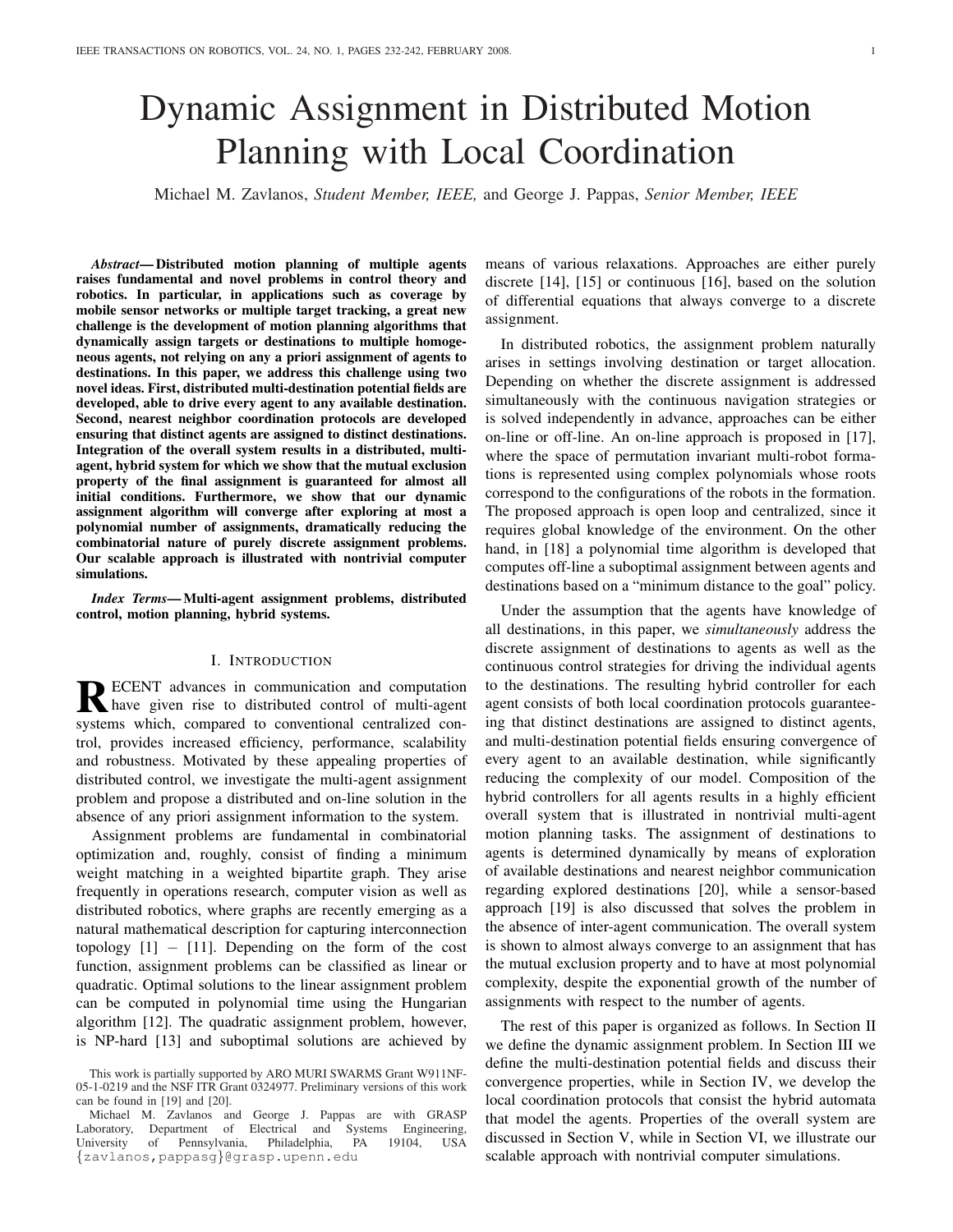# Dynamic Assignment in Distributed Motion Planning with Local Coordination

Michael M. Zavlanos, *Student Member, IEEE,* and George J. Pappas, *Senior Member, IEEE*

***Abstract*— Distributed motion planning of multiple agents raises fundamental and novel problems in control theory and robotics. In particular, in applications such as coverage by mobile sensor networks or multiple target tracking, a great new challenge is the development of motion planning algorithms that dynamically assign targets or destinations to multiple homogeneous agents, not relying on any a priori assignment of agents to destinations. In this paper, we address this challenge using two novel ideas. First, distributed multi-destination potential fields are developed, able to drive every agent to any available destination. Second, nearest neighbor coordination protocols are developed ensuring that distinct agents are assigned to distinct destinations. Integration of the overall system results in a distributed, multi-agent, hybrid system for which we show that the mutual exclusion property of the final assignment is guaranteed for almost all initial conditions. Furthermore, we show that our dynamic assignment algorithm will converge after exploring at most a polynomial number of assignments, dramatically reducing the combinatorial nature of purely discrete assignment problems. Our scalable approach is illustrated with nontrivial computer simulations.**

***Index Terms*— Multi-agent assignment problems, distributed control, motion planning, hybrid systems.**

## I. Introduction

**R**ECENT advances in communication and computation have given rise to distributed control of multi-agent systems which, compared to conventional centralized control, provides increased efficiency, performance, scalability and robustness. Motivated by these appealing properties of distributed control, we investigate the multi-agent assignment problem and propose a distributed and on-line solution in the absence of any priori assignment information to the system.

Assignment problems are fundamental in combinatorial optimization and, roughly, consist of finding a minimum weight matching in a weighted bipartite graph. They arise frequently in operations research, computer vision as well as distributed robotics, where graphs are recently emerging as a natural mathematical description for capturing interconnection topology [1] – [11]. Depending on the form of the cost function, assignment problems can be classified as linear or quadratic. Optimal solutions to the linear assignment problem can be computed in polynomial time using the Hungarian algorithm [12]. The quadratic assignment problem, however, is NP-hard [13] and suboptimal solutions are achieved by means of various relaxations. Approaches are either purely discrete [14], [15] or continuous [16], based on the solution of differential equations that always converge to a discrete assignment.

In distributed robotics, the assignment problem naturally arises in settings involving destination or target allocation. Depending on whether the discrete assignment is addressed simultaneously with the continuous navigation strategies or is solved independently in advance, approaches can be either on-line or off-line. An on-line approach is proposed in [17], where the space of permutation invariant multi-robot formations is represented using complex polynomials whose roots correspond to the configurations of the robots in the formation. The proposed approach is open loop and centralized, since it requires global knowledge of the environment. On the other hand, in [18] a polynomial time algorithm is developed that computes off-line a suboptimal assignment between agents and destinations based on a "minimum distance to the goal" policy.

Under the assumption that the agents have knowledge of all destinations, in this paper, we *simultaneously* address the discrete assignment of destinations to agents as well as the continuous control strategies for driving the individual agents to the destinations. The resulting hybrid controller for each agent consists of both local coordination protocols guaranteeing that distinct destinations are assigned to distinct agents, and multi-destination potential fields ensuring convergence of every agent to an available destination, while significantly reducing the complexity of our model. Composition of the hybrid controllers for all agents results in a highly efficient overall system that is illustrated in nontrivial multi-agent motion planning tasks. The assignment of destinations to agents is determined dynamically by means of exploration of available destinations and nearest neighbor communication regarding explored destinations [20], while a sensor-based approach [19] is also discussed that solves the problem in the absence of inter-agent communication. The overall system is shown to almost always converge to an assignment that has the mutual exclusion property and to have at most polynomial complexity, despite the exponential growth of the number of assignments with respect to the number of agents.

The rest of this paper is organized as follows. In Section II we define the dynamic assignment problem. In Section III we define the multi-destination potential fields and discuss their convergence properties, while in Section IV, we develop the local coordination protocols that consist the hybrid automata that model the agents. Properties of the overall system are discussed in Section V, while in Section VI, we illustrate our scalable approach with nontrivial computer simulations.

This work is partially supported by ARO MURI SWARMS Grant W911NF-05-1-0219 and the NSF ITR Grant 0324977. Preliminary versions of this work can be found in [19] and [20].

Michael M. Zavlanos and George J. Pappas are with GRASP Laboratory, Department of Electrical and Systems Engineering, University of Pennsylvania, Philadelphia, PA 19104, USA {zavlanos,pappasg}@grasp.upenn.edu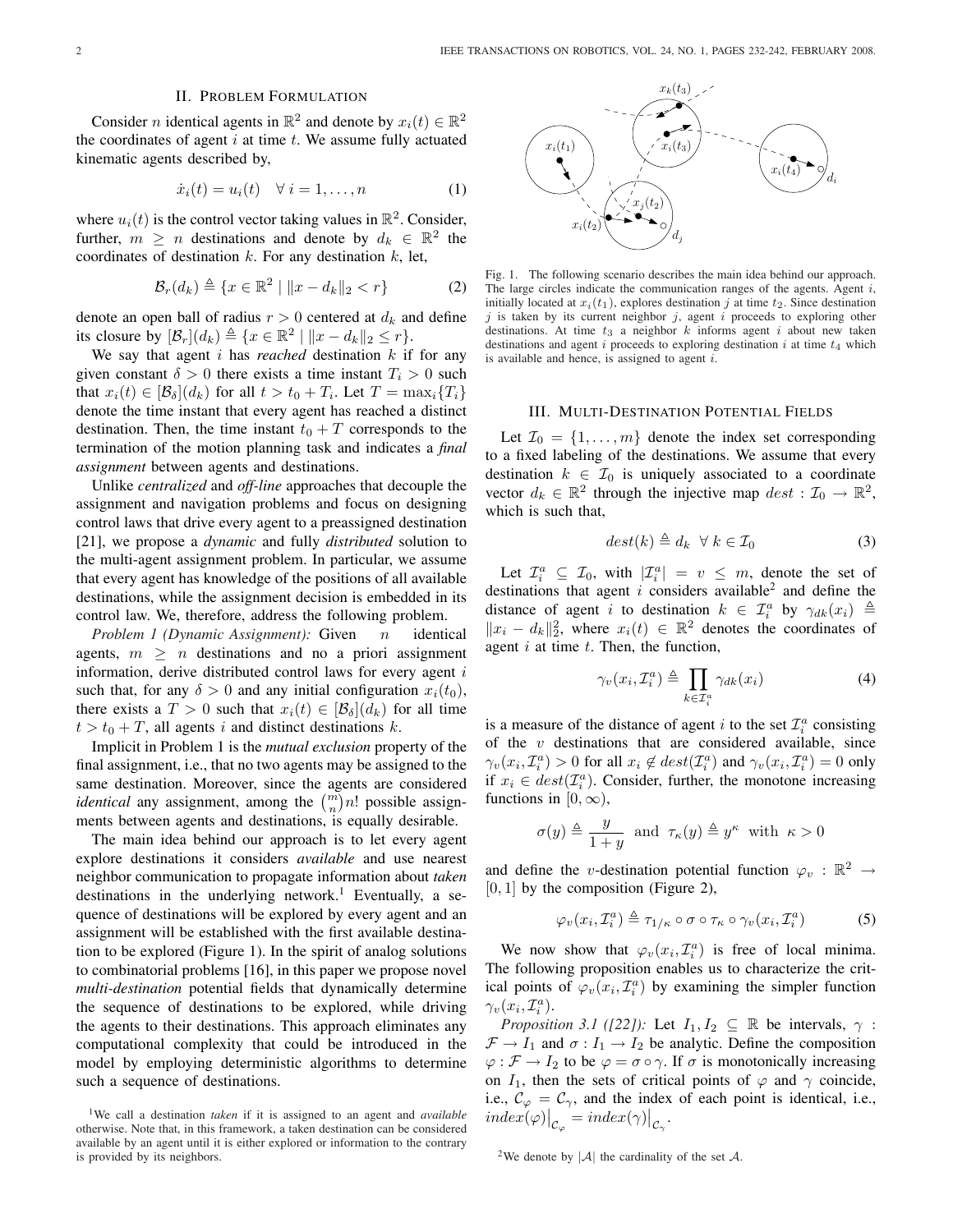## II. Problem Formulation

Consider $n$ identical agents in $\mathbb{R}^2$ and denote by $x_i(t) \in \mathbb{R}^2$ the coordinates of agent $i$ at time $t$. We assume fully actuated kinematic agents described by,

$$\dot{x}_i(t) = u_i(t) \quad \forall\, i = 1, \ldots, n \tag{1}$$

where $u_i(t)$ is the control vector taking values in $\mathbb{R}^2$. Consider, further, $m \geq n$ destinations and denote by $d_k \in \mathbb{R}^2$ the coordinates of destination $k$. For any destination $k$, let,

$$\mathcal{B}_r(d_k) \triangleq \{x \in \mathbb{R}^2 \mid \|x - d_k\|_2 < r\} \tag{2}$$

denote an open ball of radius $r > 0$ centered at $d_k$ and define its closure by $[\mathcal{B}_r](d_k) \triangleq \{x \in \mathbb{R}^2 \mid \|x - d_k\|_2 \leq r\}$.

We say that agent $i$ has *reached* destination $k$ if for any given constant $\delta > 0$ there exists a time instant $T_i > 0$ such that $x_i(t) \in [\mathcal{B}_\delta](d_k)$ for all $t > t_0 + T_i$. Let $T = \max_i\{T_i\}$ denote the time instant that every agent has reached a distinct destination. Then, the time instant $t_0 + T$ corresponds to the termination of the motion planning task and indicates a *final assignment* between agents and destinations.

Unlike *centralized* and *off-line* approaches that decouple the assignment and navigation problems and focus on designing control laws that drive every agent to a preassigned destination [21], we propose a *dynamic* and fully *distributed* solution to the multi-agent assignment problem. In particular, we assume that every agent has knowledge of the positions of all available destinations, while the assignment decision is embedded in its control law. We, therefore, address the following problem.

*Problem 1 (Dynamic Assignment):* Given $n$ identical agents, $m \geq n$ destinations and no a priori assignment information, derive distributed control laws for every agent $i$ such that, for any $\delta > 0$ and any initial configuration $x_i(t_0)$, there exists a $T > 0$ such that $x_i(t) \in [\mathcal{B}_\delta](d_k)$ for all time $t > t_0 + T$, all agents $i$ and distinct destinations $k$.

Implicit in Problem 1 is the *mutual exclusion* property of the final assignment, i.e., that no two agents may be assigned to the same destination. Moreover, since the agents are considered *identical* any assignment, among the $\binom{m}{n}n!$ possible assignments between agents and destinations, is equally desirable.

The main idea behind our approach is to let every agent explore destinations it considers *available* and use nearest neighbor communication to propagate information about *taken* destinations in the underlying network.[1] Eventually, a sequence of destinations will be explored by every agent and an assignment will be established with the first available destination to be explored (Figure 1). In the spirit of analog solutions to combinatorial problems [16], in this paper we propose novel *multi-destination* potential fields that dynamically determine the sequence of destinations to be explored, while driving the agents to their destinations. This approach eliminates any computational complexity that could be introduced in the model by employing deterministic algorithms to determine such a sequence of destinations.

[1] We call a destination *taken* if it is assigned to an agent and *available* otherwise. Note that, in this framework, a taken destination can be considered available by an agent until it is either explored or information to the contrary is provided by its neighbors.

Fig. 1. The following scenario describes the main idea behind our approach. The large circles indicate the communication ranges of the agents. Agent $i$, initially located at $x_i(t_1)$, explores destination $j$ at time $t_2$. Since destination $j$ is taken by its current neighbor $j$, agent $i$ proceeds to exploring other destinations. At time $t_3$ a neighbor $k$ informs agent $i$ about new taken destinations and agent $i$ proceeds to exploring destination $i$ at time $t_4$ which is available and hence, is assigned to agent $i$.

## III. Multi-Destination Potential Fields

Let $\mathcal{I}_0 = \{1, \ldots, m\}$ denote the index set corresponding to a fixed labeling of the destinations. We assume that every destination $k \in \mathcal{I}_0$ is uniquely associated to a coordinate vector $d_k \in \mathbb{R}^2$ through the injective map $dest : \mathcal{I}_0 \to \mathbb{R}^2$, which is such that,

$$dest(k) \triangleq d_k \quad \forall\, k \in \mathcal{I}_0 \tag{3}$$

Let $\mathcal{I}_i^a \subseteq \mathcal{I}_0$, with $|\mathcal{I}_i^a| = v \leq m$, denote the set of destinations that agent $i$ considers available[2] and define the distance of agent $i$ to destination $k \in \mathcal{I}_i^a$ by $\gamma_{dk}(x_i) \triangleq \|x_i - d_k\|_2^2$, where $x_i(t) \in \mathbb{R}^2$ denotes the coordinates of agent $i$ at time $t$. Then, the function,

$$\gamma_v(x_i, \mathcal{I}_i^a) \triangleq \prod_{k \in \mathcal{I}_i^a} \gamma_{dk}(x_i) \tag{4}$$

is a measure of the distance of agent $i$ to the set $\mathcal{I}_i^a$ consisting of the $v$ destinations that are considered available, since $\gamma_v(x_i, \mathcal{I}_i^a) > 0$ for all $x_i \notin dest(\mathcal{I}_i^a)$ and $\gamma_v(x_i, \mathcal{I}_i^a) = 0$ only if $x_i \in dest(\mathcal{I}_i^a)$. Consider, further, the monotone increasing functions in $[0, \infty)$,

$$\sigma(y) \triangleq \frac{y}{1+y} \quad \text{and} \quad \tau_\kappa(y) \triangleq y^\kappa \quad \text{with} \quad \kappa > 0$$

and define the $v$-destination potential function $\varphi_v : \mathbb{R}^2 \to [0, 1]$ by the composition (Figure 2),

$$\varphi_v(x_i, \mathcal{I}_i^a) \triangleq \tau_{1/\kappa} \circ \sigma \circ \tau_\kappa \circ \gamma_v(x_i, \mathcal{I}_i^a) \tag{5}$$

We now show that $\varphi_v(x_i, \mathcal{I}_i^a)$ is free of local minima. The following proposition enables us to characterize the critical points of $\varphi_v(x_i, \mathcal{I}_i^a)$ by examining the simpler function $\gamma_v(x_i, \mathcal{I}_i^a)$.

*Proposition 3.1 ([22]):* Let $I_1, I_2 \subseteq \mathbb{R}$ be intervals, $\gamma : \mathcal{F} \to I_1$ and $\sigma : I_1 \to I_2$ be analytic. Define the composition $\varphi : \mathcal{F} \to I_2$ to be $\varphi = \sigma \circ \gamma$. If $\sigma$ is monotonically increasing on $I_1$, then the sets of critical points of $\varphi$ and $\gamma$ coincide, i.e., $\mathcal{C}_\varphi = \mathcal{C}_\gamma$, and the index of each point is identical, i.e., $index(\varphi)\big|_{\mathcal{C}_\varphi} = index(\gamma)\big|_{\mathcal{C}_\gamma}$.

[2] We denote by $|\mathcal{A}|$ the cardinality of the set $\mathcal{A}$.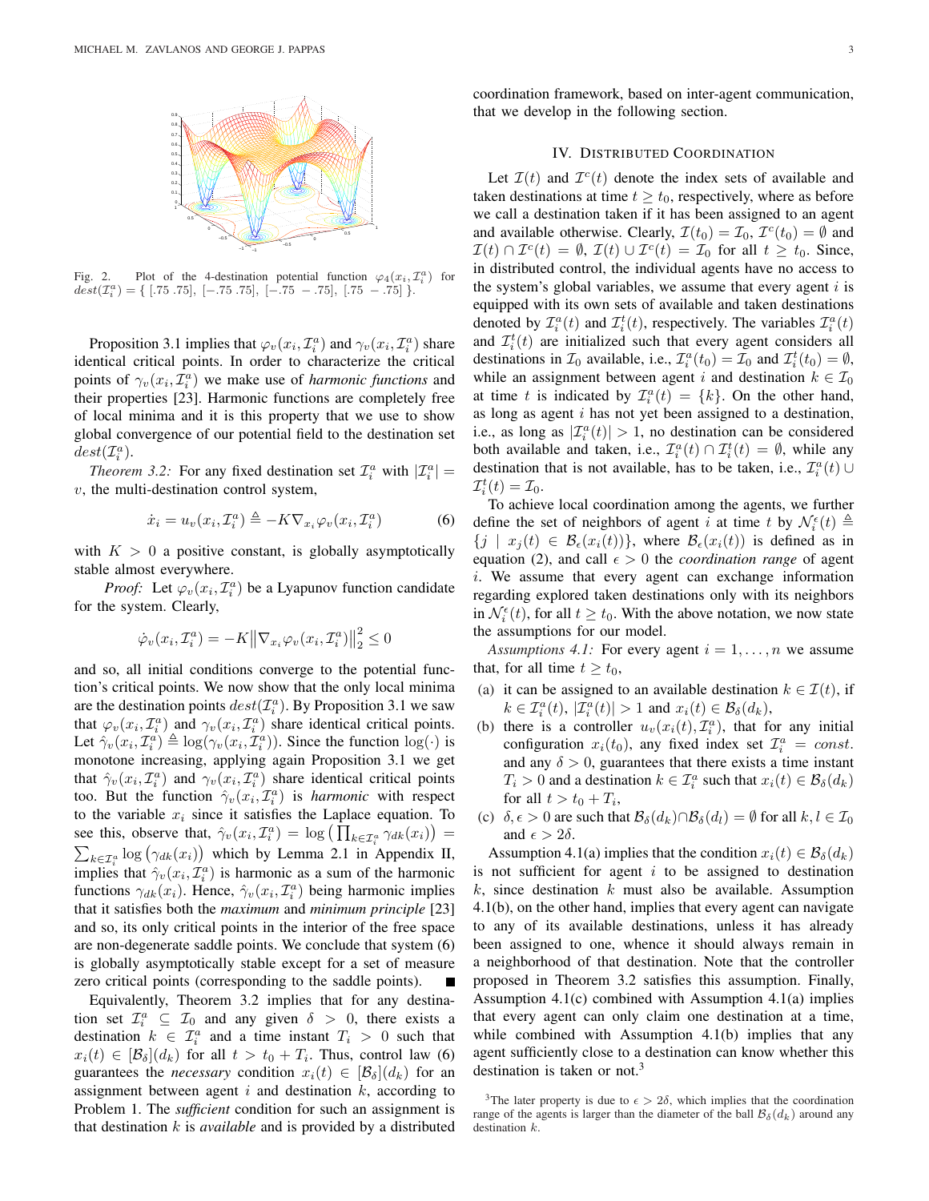Fig. 2. Plot of the 4-destination potential function $\varphi_4(x_i, \mathcal{I}_i^a)$ for $dest(\mathcal{I}_i^a) = \{ [.75\ .75],\ [-.75\ .75],\ [-.75\ -.75],\ [.75\ -.75] \}$.

Proposition 3.1 implies that $\varphi_v(x_i, \mathcal{I}_i^a)$ and $\gamma_v(x_i, \mathcal{I}_i^a)$ share identical critical points. In order to characterize the critical points of $\gamma_v(x_i, \mathcal{I}_i^a)$ we make use of *harmonic functions* and their properties [23]. Harmonic functions are completely free of local minima and it is this property that we use to show global convergence of our potential field to the destination set $dest(\mathcal{I}_i^a)$.

*Theorem 3.2:* For any fixed destination set $\mathcal{I}_i^a$ with $|\mathcal{I}_i^a| = v$, the multi-destination control system,

$$\dot{x}_i = u_v(x_i, \mathcal{I}_i^a) \triangleq -K\nabla_{x_i}\varphi_v(x_i, \mathcal{I}_i^a) \tag{6}$$

with $K > 0$ a positive constant, is globally asymptotically stable almost everywhere.

*Proof:* Let $\varphi_v(x_i, \mathcal{I}_i^a)$ be a Lyapunov function candidate for the system. Clearly,

$$\dot{\varphi}_v(x_i, \mathcal{I}_i^a) = -K\big\|\nabla_{x_i}\varphi_v(x_i, \mathcal{I}_i^a)\big\|_2^2 \leq 0$$

and so, all initial conditions converge to the potential function's critical points. We now show that the only local minima are the destination points $dest(\mathcal{I}_i^a)$. By Proposition 3.1 we saw that $\varphi_v(x_i, \mathcal{I}_i^a)$ and $\gamma_v(x_i, \mathcal{I}_i^a)$ share identical critical points. Let $\hat{\gamma}_v(x_i, \mathcal{I}_i^a) \triangleq \log(\gamma_v(x_i, \mathcal{I}_i^a))$. Since the function $\log(\cdot)$ is monotone increasing, applying again Proposition 3.1 we get that $\hat{\gamma}_v(x_i, \mathcal{I}_i^a)$ and $\gamma_v(x_i, \mathcal{I}_i^a)$ share identical critical points too. But the function $\hat{\gamma}_v(x_i, \mathcal{I}_i^a)$ is *harmonic* with respect to the variable $x_i$ since it satisfies the Laplace equation. To see this, observe that, $\hat{\gamma}_v(x_i, \mathcal{I}_i^a) = \log\big(\prod_{k\in\mathcal{I}_i^a}\gamma_{dk}(x_i)\big) = \sum_{k\in\mathcal{I}_i^a}\log\big(\gamma_{dk}(x_i)\big)$ which by Lemma 2.1 in Appendix II, implies that $\hat{\gamma}_v(x_i, \mathcal{I}_i^a)$ is harmonic as a sum of the harmonic functions $\gamma_{dk}(x_i)$. Hence, $\hat{\gamma}_v(x_i, \mathcal{I}_i^a)$ being harmonic implies that it satisfies both the *maximum* and *minimum principle* [23] and so, its only critical points in the interior of the free space are non-degenerate saddle points. We conclude that system (6) is globally asymptotically stable except for a set of measure zero critical points (corresponding to the saddle points). ∎

Equivalently, Theorem 3.2 implies that for any destination set $\mathcal{I}_i^a \subseteq \mathcal{I}_0$ and any given $\delta > 0$, there exists a destination $k \in \mathcal{I}_i^a$ and a time instant $T_i > 0$ such that $x_i(t) \in [\mathcal{B}_\delta](d_k)$ for all $t > t_0 + T_i$. Thus, control law (6) guarantees the *necessary* condition $x_i(t) \in [\mathcal{B}_\delta](d_k)$ for an assignment between agent $i$ and destination $k$, according to Problem 1. The *sufficient* condition for such an assignment is that destination $k$ is *available* and is provided by a distributed coordination framework, based on inter-agent communication, that we develop in the following section.

## IV. Distributed Coordination

Let $\mathcal{I}(t)$ and $\mathcal{I}^c(t)$ denote the index sets of available and taken destinations at time $t \geq t_0$, respectively, where as before we call a destination taken if it has been assigned to an agent and available otherwise. Clearly, $\mathcal{I}(t_0) = \mathcal{I}_0$, $\mathcal{I}^c(t_0) = \emptyset$ and $\mathcal{I}(t) \cap \mathcal{I}^c(t) = \emptyset$, $\mathcal{I}(t) \cup \mathcal{I}^c(t) = \mathcal{I}_0$ for all $t \geq t_0$. Since, in distributed control, the individual agents have no access to the system's global variables, we assume that every agent $i$ is equipped with its own sets of available and taken destinations denoted by $\mathcal{I}_i^a(t)$ and $\mathcal{I}_i^t(t)$, respectively. The variables $\mathcal{I}_i^a(t)$ and $\mathcal{I}_i^t(t)$ are initialized such that every agent considers all destinations in $\mathcal{I}_0$ available, i.e., $\mathcal{I}_i^a(t_0) = \mathcal{I}_0$ and $\mathcal{I}_i^t(t_0) = \emptyset$, while an assignment between agent $i$ and destination $k \in \mathcal{I}_0$ at time $t$ is indicated by $\mathcal{I}_i^a(t) = \{k\}$. On the other hand, as long as agent $i$ has not yet been assigned to a destination, i.e., as long as $|\mathcal{I}_i^a(t)| > 1$, no destination can be considered both available and taken, i.e., $\mathcal{I}_i^a(t) \cap \mathcal{I}_i^t(t) = \emptyset$, while any destination that is not available, has to be taken, i.e., $\mathcal{I}_i^a(t) \cup \mathcal{I}_i^t(t) = \mathcal{I}_0$.

To achieve local coordination among the agents, we further define the set of neighbors of agent $i$ at time $t$ by $\mathcal{N}_i^\epsilon(t) \triangleq \{j \mid x_j(t) \in \mathcal{B}_\epsilon(x_i(t))\}$, where $\mathcal{B}_\epsilon(x_i(t))$ is defined as in equation (2), and call $\epsilon > 0$ the *coordination range* of agent $i$. We assume that every agent can exchange information regarding explored taken destinations only with its neighbors in $\mathcal{N}_i^\epsilon(t)$, for all $t \geq t_0$. With the above notation, we now state the assumptions for our model.

*Assumptions 4.1:* For every agent $i = 1, \dots, n$ we assume that, for all time $t \geq t_0$,

(a) it can be assigned to an available destination $k \in \mathcal{I}(t)$, if $k \in \mathcal{I}_i^a(t)$, $|\mathcal{I}_i^a(t)| > 1$ and $x_i(t) \in \mathcal{B}_\delta(d_k)$,
(b) there is a controller $u_v(x_i(t), \mathcal{I}_i^a)$, that for any initial configuration $x_i(t_0)$, any fixed index set $\mathcal{I}_i^a = const.$ and any $\delta > 0$, guarantees that there exists a time instant $T_i > 0$ and a destination $k \in \mathcal{I}_i^a$ such that $x_i(t) \in \mathcal{B}_\delta(d_k)$ for all $t > t_0 + T_i$,
(c) $\delta, \epsilon > 0$ are such that $\mathcal{B}_\delta(d_k) \cap \mathcal{B}_\delta(d_l) = \emptyset$ for all $k, l \in \mathcal{I}_0$ and $\epsilon > 2\delta$.

Assumption 4.1(a) implies that the condition $x_i(t) \in \mathcal{B}_\delta(d_k)$ is not sufficient for agent $i$ to be assigned to destination $k$, since destination $k$ must also be available. Assumption 4.1(b), on the other hand, implies that every agent can navigate to any of its available destinations, unless it has already been assigned to one, whence it should always remain in a neighborhood of that destination. Note that the controller proposed in Theorem 3.2 satisfies this assumption. Finally, Assumption 4.1(c) combined with Assumption 4.1(a) implies that every agent can only claim one destination at a time, while combined with Assumption 4.1(b) implies that any agent sufficiently close to a destination can know whether this destination is taken or not.[3]

[3] The later property is due to $\epsilon > 2\delta$, which implies that the coordination range of the agents is larger than the diameter of the ball $\mathcal{B}_\delta(d_k)$ around any destination $k$.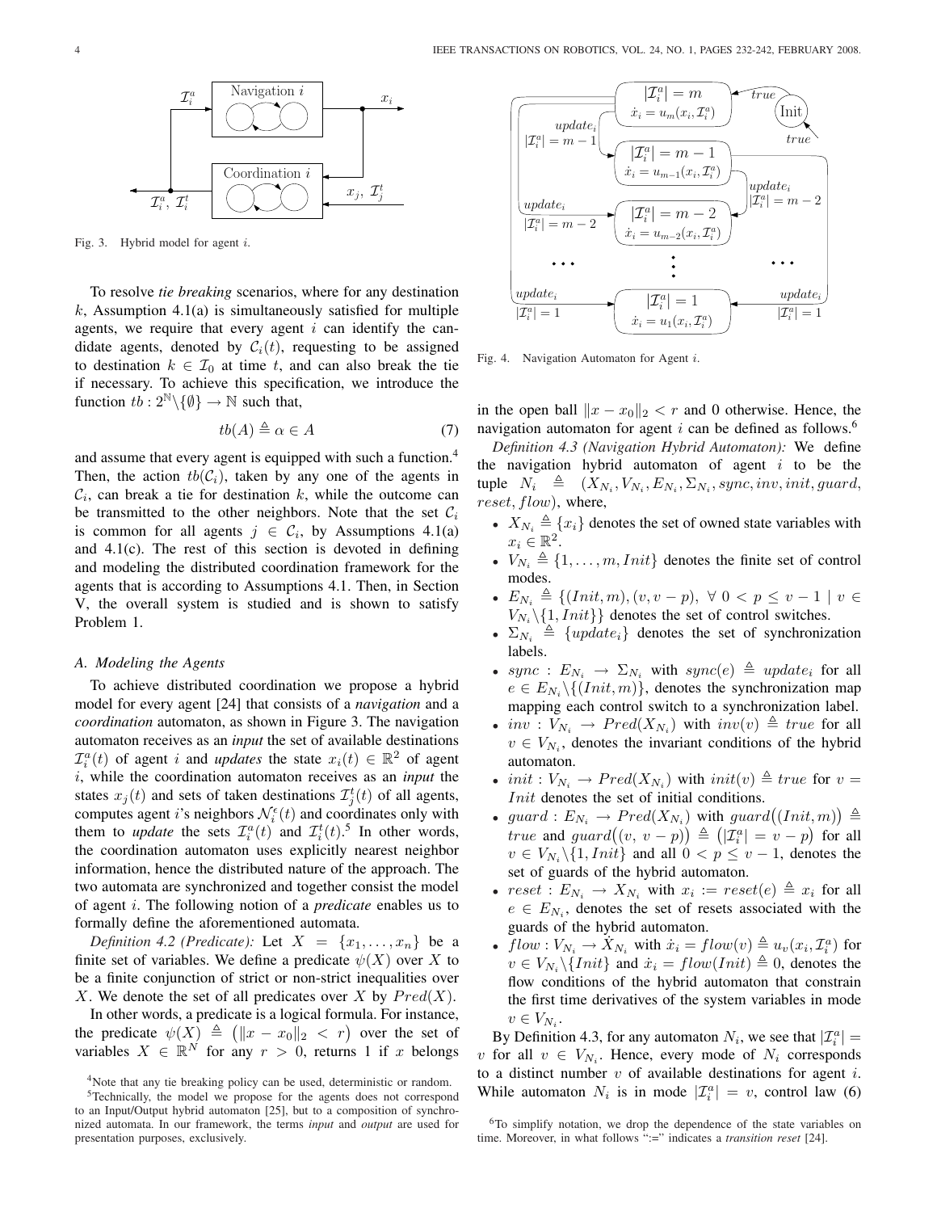Fig. 3. Hybrid model for agent $i$.

To resolve *tie breaking* scenarios, where for any destination $k$, Assumption 4.1(a) is simultaneously satisfied for multiple agents, we require that every agent $i$ can identify the candidate agents, denoted by $\mathcal{C}_i(t)$, requesting to be assigned to destination $k \in \mathcal{I}_0$ at time $t$, and can also break the tie if necessary. To achieve this specification, we introduce the function $tb : 2^{\mathbb{N}} \backslash \{\emptyset\} \rightarrow \mathbb{N}$ such that,

$$tb(A) \triangleq \alpha \in A \tag{7}$$

and assume that every agent is equipped with such a function.[4] Then, the action $tb(\mathcal{C}_i)$, taken by any one of the agents in $\mathcal{C}_i$, can break a tie for destination $k$, while the outcome can be transmitted to the other neighbors. Note that the set $\mathcal{C}_i$ is common for all agents $j \in \mathcal{C}_i$, by Assumptions 4.1(a) and 4.1(c). The rest of this section is devoted in defining and modeling the distributed coordination framework for the agents that is according to Assumptions 4.1. Then, in Section V, the overall system is studied and is shown to satisfy Problem 1.

### A. Modeling the Agents

To achieve distributed coordination we propose a hybrid model for every agent [24] that consists of a *navigation* and a *coordination* automaton, as shown in Figure 3. The navigation automaton receives as an *input* the set of available destinations $\mathcal{I}_i^a(t)$ of agent $i$ and *updates* the state $x_i(t) \in \mathbb{R}^2$ of agent $i$, while the coordination automaton receives as an *input* the states $x_j(t)$ and sets of taken destinations $\mathcal{I}_j^t(t)$ of all agents, computes agent $i$'s neighbors $\mathcal{N}_i^\epsilon(t)$ and coordinates only with them to *update* the sets $\mathcal{I}_i^a(t)$ and $\mathcal{I}_i^t(t)$.[5] In other words, the coordination automaton uses explicitly nearest neighbor information, hence the distributed nature of the approach. The two automata are synchronized and together consist the model of agent $i$. The following notion of a *predicate* enables us to formally define the aforementioned automata.

*Definition 4.2 (Predicate):* Let $X = \{x_1, \dots, x_n\}$ be a finite set of variables. We define a predicate $\psi(X)$ over $X$ to be a finite conjunction of strict or non-strict inequalities over $X$. We denote the set of all predicates over $X$ by $Pred(X)$.

In other words, a predicate is a logical formula. For instance, the predicate $\psi(X) \triangleq \big(\|x - x_0\|_2 < r\big)$ over the set of variables $X \in \mathbb{R}^N$ for any $r > 0$, returns 1 if $x$ belongs in the open ball $\|x - x_0\|_2 < r$ and 0 otherwise. Hence, the navigation automaton for agent $i$ can be defined as follows.[6]

Fig. 4. Navigation Automaton for Agent $i$.

*Definition 4.3 (Navigation Hybrid Automaton):* We define the navigation hybrid automaton of agent $i$ to be the tuple $N_i \triangleq (X_{N_i}, V_{N_i}, E_{N_i}, \Sigma_{N_i}, sync, inv, init, guard, reset, flow)$, where,

- $X_{N_i} \triangleq \{x_i\}$ denotes the set of owned state variables with $x_i \in \mathbb{R}^2$.
- $V_{N_i} \triangleq \{1, \dots, m, Init\}$ denotes the finite set of control modes.
- $E_{N_i} \triangleq \{(Init, m), (v, v-p),\ \forall\ 0 < p \leq v-1 \mid v \in V_{N_i} \backslash \{1, Init\}\}$ denotes the set of control switches.
- $\Sigma_{N_i} \triangleq \{update_i\}$ denotes the set of synchronization labels.
- $sync : E_{N_i} \rightarrow \Sigma_{N_i}$ with $sync(e) \triangleq update_i$ for all $e \in E_{N_i} \backslash \{(Init, m)\}$, denotes the synchronization map mapping each control switch to a synchronization label.
- $inv : V_{N_i} \rightarrow Pred(X_{N_i})$ with $inv(v) \triangleq true$ for all $v \in V_{N_i}$, denotes the invariant conditions of the hybrid automaton.
- $init : V_{N_i} \rightarrow Pred(X_{N_i})$ with $init(v) \triangleq true$ for $v = Init$ denotes the set of initial conditions.
- $guard : E_{N_i} \rightarrow Pred(X_{N_i})$ with $guard\big((Init, m)\big) \triangleq true$ and $guard\big((v,\ v-p)\big) \triangleq \big(|\mathcal{I}_i^a| = v - p\big)$ for all $v \in V_{N_i} \backslash \{1, Init\}$ and all $0 < p \leq v-1$, denotes the set of guards of the hybrid automaton.
- $reset : E_{N_i} \rightarrow X_{N_i}$ with $x_i := reset(e) \triangleq x_i$ for all $e \in E_{N_i}$, denotes the set of resets associated with the guards of the hybrid automaton.
- $flow : V_{N_i} \rightarrow \dot{X}_{N_i}$ with $\dot{x}_i = flow(v) \triangleq u_v(x_i, \mathcal{I}_i^a)$ for $v \in V_{N_i} \backslash \{Init\}$ and $\dot{x}_i = flow(Init) \triangleq 0$, denotes the flow conditions of the hybrid automaton that constrain the first time derivatives of the system variables in mode $v \in V_{N_i}$.

By Definition 4.3, for any automaton $N_i$, we see that $|\mathcal{I}_i^a| = v$ for all $v \in V_{N_i}$. Hence, every mode of $N_i$ corresponds to a distinct number $v$ of available destinations for agent $i$. While automaton $N_i$ is in mode $|\mathcal{I}_i^a| = v$, control law (6)

[4] Note that any tie breaking policy can be used, deterministic or random.

[5] Technically, the model we propose for the agents does not correspond to an Input/Output hybrid automaton [25], but to a composition of synchronized automata. In our framework, the terms *input* and *output* are used for presentation purposes, exclusively.

[6] To simplify notation, we drop the dependence of the state variables on time. Moreover, in what follows ":=" indicates a *transition reset* [24].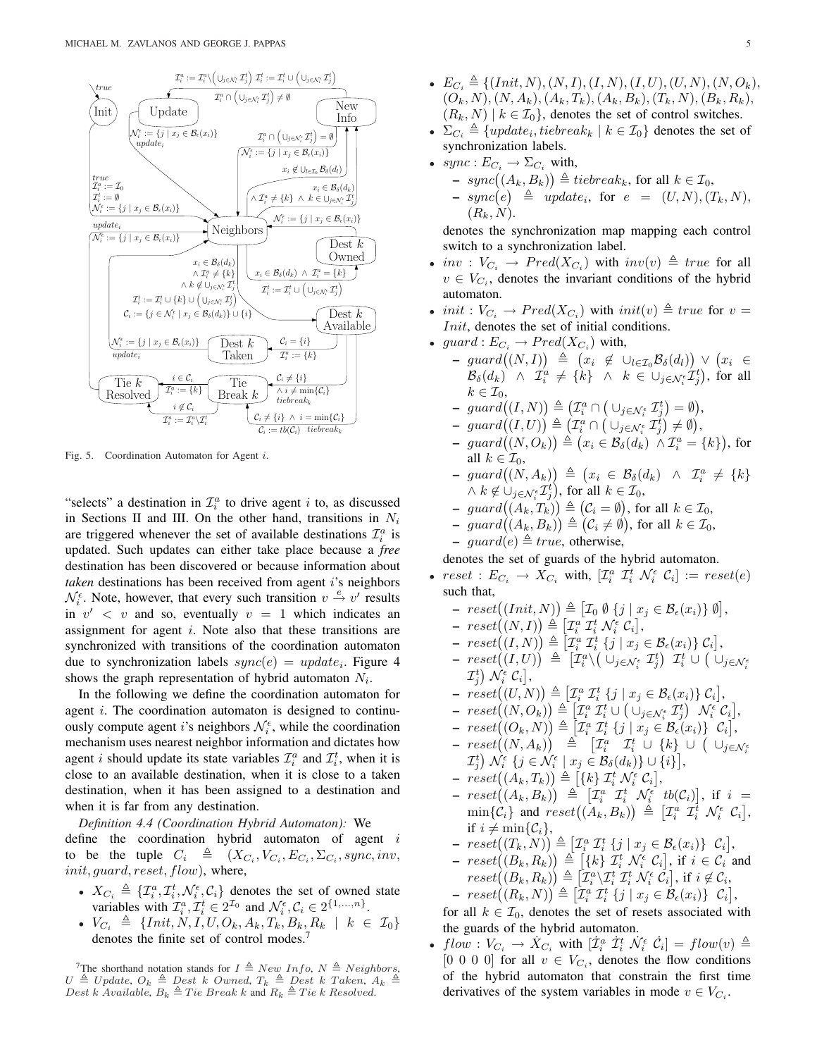Fig. 5. Coordination Automaton for Agent $i$.

"selects" a destination in $\mathcal{I}_i^a$ to drive agent $i$ to, as discussed in Sections II and III. On the other hand, transitions in $N_i$ are triggered whenever the set of available destinations $\mathcal{I}_i^a$ is updated. Such updates can either take place because a *free* destination has been discovered or because information about *taken* destinations has been received from agent $i$'s neighbors $\mathcal{N}_i^\epsilon$. Note, however, that every such transition $v \xrightarrow{e} v'$ results in $v' < v$ and so, eventually $v = 1$ which indicates an assignment for agent $i$. Note also that these transitions are synchronized with transitions of the coordination automaton due to synchronization labels $sync(e) = update_i$. Figure 4 shows the graph representation of hybrid automaton $N_i$.

In the following we define the coordination automaton for agent $i$. The coordination automaton is designed to continuously compute agent $i$'s neighbors $\mathcal{N}_i^\epsilon$, while the coordination mechanism uses nearest neighbor information and dictates how agent $i$ should update its state variables $\mathcal{I}_i^a$ and $\mathcal{I}_i^t$, when it is close to an available destination, when it is close to a taken destination, when it has been assigned to a destination and when it is far from any destination.

*Definition 4.4 (Coordination Hybrid Automaton):* We define the coordination hybrid automaton of agent $i$ to be the tuple $C_i \triangleq (X_{C_i}, V_{C_i}, E_{C_i}, \Sigma_{C_i}, sync, inv, init, guard, reset, flow)$, where,

- $X_{C_i} \triangleq \{\mathcal{I}_i^a, \mathcal{I}_i^t, \mathcal{N}_i^\epsilon, \mathcal{C}_i\}$ denotes the set of owned state variables with $\mathcal{I}_i^a, \mathcal{I}_i^t \in 2^{\mathcal{I}_0}$ and $\mathcal{N}_i^\epsilon, \mathcal{C}_i \in 2^{\{1,\dots,n\}}$.
- $V_{C_i} \triangleq \{Init, N, I, U, O_k, A_k, T_k, B_k, R_k \mid k \in \mathcal{I}_0\}$ denotes the finite set of control modes.[7]
- $E_{C_i} \triangleq \{(Init, N), (N, I), (I, N), (I, U), (U, N), (N, O_k), (O_k, N), (N, A_k), (A_k, T_k), (A_k, B_k), (T_k, N), (B_k, R_k), (R_k, N) \mid k \in \mathcal{I}_0\}$, denotes the set of control switches.
- $\Sigma_{C_i} \triangleq \{update_i, tiebreak_k \mid k \in \mathcal{I}_0\}$ denotes the set of synchronization labels.
- $sync : E_{C_i} \to \Sigma_{C_i}$ with,
  - $sync\big((A_k, B_k)\big) \triangleq tiebreak_k$, for all $k \in \mathcal{I}_0$,
  - $sync\big(e\big) \triangleq update_i$, for $e = (U, N), (T_k, N), (R_k, N)$.

  denotes the synchronization map mapping each control switch to a synchronization label.
- $inv : V_{C_i} \to Pred(X_{C_i})$ with $inv(v) \triangleq true$ for all $v \in V_{C_i}$, denotes the invariant conditions of the hybrid automaton.
- $init : V_{C_i} \to Pred(X_{C_i})$ with $init(v) \triangleq true$ for $v = Init$, denotes the set of initial conditions.
- $guard : E_{C_i} \to Pred(X_{C_i})$ with,
  - $guard\big((N, I)\big) \triangleq \big(x_i \notin \cup_{l \in \mathcal{I}_0} \mathcal{B}_\delta(d_l)\big) \vee \big(x_i \in \mathcal{B}_\delta(d_k) \ \wedge \ \mathcal{I}_i^a \neq \{k\} \ \wedge \ k \in \cup_{j \in \mathcal{N}_i^\epsilon} \mathcal{I}_j^t\big)$, for all $k \in \mathcal{I}_0$,
  - $guard\big((I, N)\big) \triangleq \big(\mathcal{I}_i^a \cap \big( \cup_{j \in \mathcal{N}_i^\epsilon} \mathcal{I}_j^t\big) = \emptyset\big)$,
  - $guard\big((I, U)\big) \triangleq \big(\mathcal{I}_i^a \cap \big( \cup_{j \in \mathcal{N}_i^\epsilon} \mathcal{I}_j^t\big) \neq \emptyset\big)$,
  - $guard\big((N, O_k)\big) \triangleq \big(x_i \in \mathcal{B}_\delta(d_k) \ \wedge \mathcal{I}_i^a = \{k\}\big)$, for all $k \in \mathcal{I}_0$,
  - $guard\big((N, A_k)\big) \triangleq \big(x_i \in \mathcal{B}_\delta(d_k) \ \wedge \ \mathcal{I}_i^a \neq \{k\} \wedge k \notin \cup_{j \in \mathcal{N}_i^\epsilon} \mathcal{I}_j^t\big)$, for all $k \in \mathcal{I}_0$,
  - $guard\big((A_k, T_k)\big) \triangleq \big(\mathcal{C}_i = \emptyset\big)$, for all $k \in \mathcal{I}_0$,
  - $guard\big((A_k, B_k)\big) \triangleq \big(\mathcal{C}_i \neq \emptyset\big)$, for all $k \in \mathcal{I}_0$,
  - $guard(e) \triangleq true$, otherwise,

  denotes the set of guards of the hybrid automaton.
- $reset : E_{C_i} \to X_{C_i}$ with, $[\mathcal{I}_i^a \ \mathcal{I}_i^t \ \mathcal{N}_i^\epsilon \ \mathcal{C}_i] := reset(e)$ such that,
  - $reset\big((Init, N)\big) \triangleq \big[\mathcal{I}_0 \ \emptyset \ \{j \mid x_j \in \mathcal{B}_\epsilon(x_i)\} \ \emptyset\big]$,
  - $reset\big((N, I)\big) \triangleq \big[\mathcal{I}_i^a \ \mathcal{I}_i^t \ \mathcal{N}_i^\epsilon \ \mathcal{C}_i\big]$,
  - $reset\big((I, N)\big) \triangleq \big[\mathcal{I}_i^a \ \mathcal{I}_i^t \ \{j \mid x_j \in \mathcal{B}_\epsilon(x_i)\} \ \mathcal{C}_i\big]$,
  - $reset\big((I, U)\big) \triangleq \big[\mathcal{I}_i^a \backslash \big( \cup_{j \in \mathcal{N}_i^\epsilon} \mathcal{I}_j^t\big) \ \mathcal{I}_i^t \cup \big( \cup_{j \in \mathcal{N}_i^\epsilon} \mathcal{I}_j^t\big) \ \mathcal{N}_i^\epsilon \ \mathcal{C}_i\big]$,
  - $reset\big((U, N)\big) \triangleq \big[\mathcal{I}_i^a \ \mathcal{I}_i^t \ \{j \mid x_j \in \mathcal{B}_\epsilon(x_i)\} \ \mathcal{C}_i\big]$,
  - $reset\big((N, O_k)\big) \triangleq \big[\mathcal{I}_i^a \ \mathcal{I}_i^t \cup \big( \cup_{j \in \mathcal{N}_i^\epsilon} \mathcal{I}_j^t\big) \ \ \mathcal{N}_i^\epsilon \ \mathcal{C}_i\big]$,
  - $reset\big((O_k, N)\big) \triangleq \big[\mathcal{I}_i^a \ \mathcal{I}_i^t \ \{j \mid x_j \in \mathcal{B}_\epsilon(x_i)\} \ \ \mathcal{C}_i\big]$,
  - $reset\big((N, A_k)\big) \triangleq \big[\mathcal{I}_i^a \ \ \mathcal{I}_i^t \cup \{k\} \cup \big( \cup_{j \in \mathcal{N}_i^\epsilon} \mathcal{I}_j^t\big) \ \mathcal{N}_i^\epsilon \ \{j \in \mathcal{N}_i^\epsilon \mid x_j \in \mathcal{B}_\delta(d_k)\} \cup \{i\}\big]$,
  - $reset\big((A_k, T_k)\big) \triangleq \big[\{k\} \ \mathcal{I}_i^t \ \mathcal{N}_i^\epsilon \ \mathcal{C}_i\big]$,
  - $reset\big((A_k, B_k)\big) \triangleq \big[\mathcal{I}_i^a \ \ \mathcal{I}_i^t \ \ \mathcal{N}_i^\epsilon \ \ tb(\mathcal{C}_i)\big]$, if $i = \min\{\mathcal{C}_i\}$ and $reset\big((A_k, B_k)\big) \triangleq \big[\mathcal{I}_i^a \ \mathcal{I}_i^t \ \mathcal{N}_i^\epsilon \ \mathcal{C}_i\big]$, if $i \neq \min\{\mathcal{C}_i\}$,
  - $reset\big((T_k, N)\big) \triangleq \big[\mathcal{I}_i^a \ \mathcal{I}_i^t \ \{j \mid x_j \in \mathcal{B}_\epsilon(x_i)\} \ \ \mathcal{C}_i\big]$,
  - $reset\big((B_k, R_k)\big) \triangleq \big[\{k\} \ \mathcal{I}_i^t \ \mathcal{N}_i^\epsilon \ \mathcal{C}_i\big]$, if $i \in \mathcal{C}_i$ and $reset\big((B_k, R_k)\big) \triangleq \big[\mathcal{I}_i^a \backslash \mathcal{I}_i^t \ \mathcal{I}_i^t \ \mathcal{N}_i^\epsilon \ \mathcal{C}_i\big]$, if $i \notin \mathcal{C}_i$,
  - $reset\big((R_k, N)\big) \triangleq \big[\mathcal{I}_i^a \ \mathcal{I}_i^t \ \{j \mid x_j \in \mathcal{B}_\epsilon(x_i)\} \ \ \mathcal{C}_i\big]$,

  for all $k \in \mathcal{I}_0$, denotes the set of resets associated with the guards of the hybrid automaton.
- $flow : V_{C_i} \to \dot{X}_{C_i}$ with $[\dot{\mathcal{I}}_i^a \ \dot{\mathcal{I}}_i^t \ \dot{\mathcal{N}}_i^\epsilon \ \dot{\mathcal{C}}_i] = flow(v) \triangleq [0 \ 0 \ 0 \ 0]$ for all $v \in V_{C_i}$, denotes the flow conditions of the hybrid automaton that constrain the first time derivatives of the system variables in mode $v \in V_{C_i}$.

[7] The shorthand notation stands for $I \triangleq New\ Info$, $N \triangleq Neighbors$, $U \triangleq Update$, $O_k \triangleq Dest\ k\ Owned$, $T_k \triangleq Dest\ k\ Taken$, $A_k \triangleq Dest\ k\ Available$, $B_k \triangleq Tie\ Break\ k$ and $R_k \triangleq Tie\ k\ Resolved$.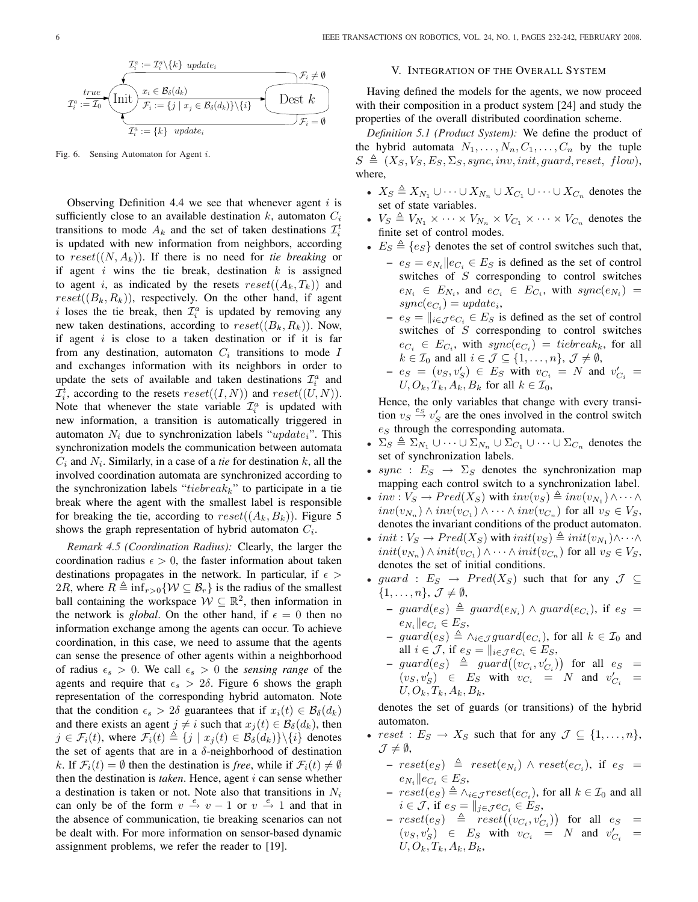Fig. 6. Sensing Automaton for Agent $i$.

Observing Definition 4.4 we see that whenever agent $i$ is sufficiently close to an available destination $k$, automaton $C_i$ transitions to mode $A_k$ and the set of taken destinations $\mathcal{I}_i^t$ is updated with new information from neighbors, according to $reset((N, A_k))$. If there is no need for *tie breaking* or if agent $i$ wins the tie break, destination $k$ is assigned to agent $i$, as indicated by the resets $reset((A_k, T_k))$ and $reset((B_k, R_k))$, respectively. On the other hand, if agent $i$ loses the tie break, then $\mathcal{I}_i^a$ is updated by removing any new taken destinations, according to $reset((B_k, R_k))$. Now, if agent $i$ is close to a taken destination or if it is far from any destination, automaton $C_i$ transitions to mode $I$ and exchanges information with its neighbors in order to update the sets of available and taken destinations $\mathcal{I}_i^a$ and $\mathcal{I}_i^t$, according to the resets $reset((I, N))$ and $reset((U, N))$. Note that whenever the state variable $\mathcal{I}_i^a$ is updated with new information, a transition is automatically triggered in automaton $N_i$ due to synchronization labels "$update_i$". This synchronization models the communication between automata $C_i$ and $N_i$. Similarly, in a case of a *tie* for destination $k$, all the involved coordination automata are synchronized according to the synchronization labels "$tiebreak_k$" to participate in a tie break where the agent with the smallest label is responsible for breaking the tie, according to $reset((A_k, B_k))$. Figure 5 shows the graph representation of hybrid automaton $C_i$.

*Remark 4.5 (Coordination Radius):* Clearly, the larger the coordination radius $\epsilon > 0$, the faster information about taken destinations propagates in the network. In particular, if $\epsilon > 2R$, where $R \triangleq \inf_{r>0}\{\mathcal{W} \subseteq \mathcal{B}_r\}$ is the radius of the smallest ball containing the workspace $\mathcal{W} \subseteq \mathbb{R}^2$, then information in the network is *global*. On the other hand, if $\epsilon = 0$ then no information exchange among the agents can occur. To achieve coordination, in this case, we need to assume that the agents can sense the presence of other agents within a neighborhood of radius $\epsilon_s > 0$. We call $\epsilon_s > 0$ the *sensing range* of the agents and require that $\epsilon_s > 2\delta$. Figure 6 shows the graph representation of the corresponding hybrid automaton. Note that the condition $\epsilon_s > 2\delta$ guarantees that if $x_i(t) \in \mathcal{B}_\delta(d_k)$ and there exists an agent $j \neq i$ such that $x_j(t) \in \mathcal{B}_\delta(d_k)$, then $j \in \mathcal{F}_i(t)$, where $\mathcal{F}_i(t) \triangleq \{j \mid x_j(t) \in \mathcal{B}_\delta(d_k)\}\backslash\{i\}$ denotes the set of agents that are in a $\delta$-neighborhood of destination $k$. If $\mathcal{F}_i(t) = \emptyset$ then the destination is *free*, while if $\mathcal{F}_i(t) \neq \emptyset$ then the destination is *taken*. Hence, agent $i$ can sense whether a destination is taken or not. Note also that transitions in $N_i$ can only be of the form $v \xrightarrow{e} v-1$ or $v \xrightarrow{e} 1$ and that in the absence of communication, tie breaking scenarios can not be dealt with. For more information on sensor-based dynamic assignment problems, we refer the reader to [19].

## V. Integration of the Overall System

Having defined the models for the agents, we now proceed with their composition in a product system [24] and study the properties of the overall distributed coordination scheme.

*Definition 5.1 (Product System):* We define the product of the hybrid automata $N_1, \dots, N_n, C_1, \dots, C_n$ by the tuple $S \triangleq (X_S, V_S, E_S, \Sigma_S, sync, inv, init, guard, reset,\ flow)$, where,

- $X_S \triangleq X_{N_1} \cup \dots \cup X_{N_n} \cup X_{C_1} \cup \dots \cup X_{C_n}$ denotes the set of state variables.
- $V_S \triangleq V_{N_1} \times \dots \times V_{N_n} \times V_{C_1} \times \dots \times V_{C_n}$ denotes the finite set of control modes.
- $E_S \triangleq \{e_S\}$ denotes the set of control switches such that,
  - $e_S = e_{N_i} \| e_{C_i} \in E_S$ is defined as the set of control switches of $S$ corresponding to control switches $e_{N_i} \in E_{N_i}$, and $e_{C_i} \in E_{C_i}$, with $sync(e_{N_i}) = sync(e_{C_i}) = update_i$,
  - $e_S = \|_{i\in\mathcal{J}} e_{C_i} \in E_S$ is defined as the set of control switches of $S$ corresponding to control switches $e_{C_i} \in E_{C_i}$, with $sync(e_{C_i}) = tiebreak_k$, for all $k \in \mathcal{I}_0$ and all $i \in \mathcal{J} \subseteq \{1, \dots, n\}$, $\mathcal{J} \neq \emptyset$,
  - $e_S = (v_S, v_S') \in E_S$ with $v_{C_i} = N$ and $v_{C_i}' = U, O_k, T_k, A_k, B_k$ for all $k \in \mathcal{I}_0$,

  Hence, the only variables that change with every transition $v_S \xrightarrow{e_S} v_S'$ are the ones involved in the control switch $e_S$ through the corresponding automata.
- $\Sigma_S \triangleq \Sigma_{N_1} \cup \dots \cup \Sigma_{N_n} \cup \Sigma_{C_1} \cup \dots \cup \Sigma_{C_n}$ denotes the set of synchronization labels.
- $sync : E_S \to \Sigma_S$ denotes the synchronization map mapping each control switch to a synchronization label.
- $inv : V_S \to Pred(X_S)$ with $inv(v_S) \triangleq inv(v_{N_1}) \wedge \dots \wedge inv(v_{N_n}) \wedge inv(v_{C_1}) \wedge \dots \wedge inv(v_{C_n})$ for all $v_S \in V_S$, denotes the invariant conditions of the product automaton.
- $init : V_S \to Pred(X_S)$ with $init(v_S) \triangleq init(v_{N_1}) \wedge \dots \wedge init(v_{N_n}) \wedge init(v_{C_1}) \wedge \dots \wedge init(v_{C_n})$ for all $v_S \in V_S$, denotes the set of initial conditions.
- $guard : E_S \to Pred(X_S)$ such that for any $\mathcal{J} \subseteq \{1, \dots, n\}$, $\mathcal{J} \neq \emptyset$,
  - $guard(e_S) \triangleq guard(e_{N_i}) \wedge guard(e_{C_i})$, if $e_S = e_{N_i} \| e_{C_i} \in E_S$,
  - $guard(e_S) \triangleq \wedge_{i\in\mathcal{J}} guard(e_{C_i})$, for all $k \in \mathcal{I}_0$ and all $i \in \mathcal{J}$, if $e_S = \|_{i\in\mathcal{J}} e_{C_i} \in E_S$,
  - $guard(e_S) \triangleq guard\big((v_{C_i}, v_{C_i}')\big)$ for all $e_S = (v_S, v_S') \in E_S$ with $v_{C_i} = N$ and $v_{C_i}' = U, O_k, T_k, A_k, B_k$,

  denotes the set of guards (or transitions) of the hybrid automaton.
- $reset : E_S \to X_S$ such that for any $\mathcal{J} \subseteq \{1, \dots, n\}$, $\mathcal{J} \neq \emptyset$,
  - $reset(e_S) \triangleq reset(e_{N_i}) \wedge reset(e_{C_i})$, if $e_S = e_{N_i} \| e_{C_i} \in E_S$,
  - $reset(e_S) \triangleq \wedge_{i\in\mathcal{J}} reset(e_{C_i})$, for all $k \in \mathcal{I}_0$ and all $i \in \mathcal{J}$, if $e_S = \|_{j\in\mathcal{J}} e_{C_i} \in E_S$,
  - $reset(e_S) \triangleq reset\big((v_{C_i}, v_{C_i}')\big)$ for all $e_S = (v_S, v_S') \in E_S$ with $v_{C_i} = N$ and $v_{C_i}' = U, O_k, T_k, A_k, B_k$,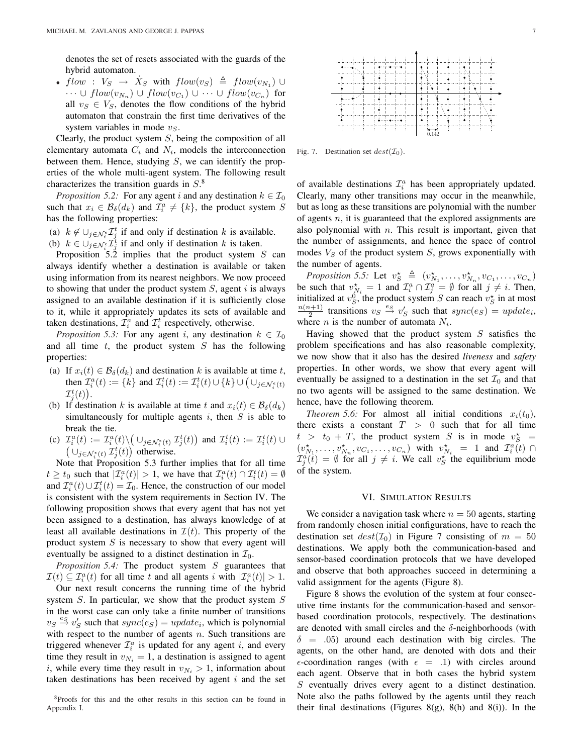denotes the set of resets associated with the guards of the hybrid automaton.

- $flow : V_S \to \dot{X}_S$ with $flow(v_S) \triangleq flow(v_{N_1}) \cup \cdots \cup flow(v_{N_n}) \cup flow(v_{C_1}) \cup \cdots \cup flow(v_{C_n})$ for all $v_S \in V_S$, denotes the flow conditions of the hybrid automaton that constrain the first time derivatives of the system variables in mode $v_S$.

Clearly, the product system $S$, being the composition of all elementary automata $C_i$ and $N_i$, models the interconnection between them. Hence, studying $S$, we can identify the properties of the whole multi-agent system. The following result characterizes the transition guards in $S$.[8]

*Proposition 5.2:* For any agent $i$ and any destination $k \in \mathcal{I}_0$ such that $x_i \in \mathcal{B}_\delta(d_k)$ and $\mathcal{I}_i^a \neq \{k\}$, the product system $S$ has the following properties:

(a) $k \notin \cup_{j \in \mathcal{N}_i^\epsilon} \mathcal{I}_j^t$ if and only if destination $k$ is available.

(b) $k \in \cup_{j \in \mathcal{N}_i^\epsilon} \mathcal{I}_j^t$ if and only if destination $k$ is taken.

Proposition 5.2 implies that the product system $S$ can always identify whether a destination is available or taken using information from its nearest neighbors. We now proceed to showing that under the product system $S$, agent $i$ is always assigned to an available destination if it is sufficiently close to it, while it appropriately updates its sets of available and taken destinations, $\mathcal{I}_i^a$ and $\mathcal{I}_i^t$ respectively, otherwise.

*Proposition 5.3:* For any agent $i$, any destination $k \in \mathcal{I}_0$ and all time $t$, the product system $S$ has the following properties:

(a) If $x_i(t) \in \mathcal{B}_\delta(d_k)$ and destination $k$ is available at time $t$, then $\mathcal{I}_i^a(t) := \{k\}$ and $\mathcal{I}_i^t(t) := \mathcal{I}_i^t(t) \cup \{k\} \cup \big(\cup_{j \in \mathcal{N}_i^\epsilon(t)} \mathcal{I}_j^t(t)\big)$.

(b) If destination $k$ is available at time $t$ and $x_i(t) \in \mathcal{B}_\delta(d_k)$ simultaneously for multiple agents $i$, then $S$ is able to break the tie.

(c) $\mathcal{I}_i^a(t) := \mathcal{I}_i^a(t) \backslash \big(\cup_{j \in \mathcal{N}_i^\epsilon(t)} \mathcal{I}_j^t(t)\big)$ and $\mathcal{I}_i^t(t) := \mathcal{I}_i^t(t) \cup \big(\cup_{j \in \mathcal{N}_i^\epsilon(t)} \mathcal{I}_j^t(t)\big)$ otherwise.

Note that Proposition 5.3 further implies that for all time $t \geq t_0$ such that $|\mathcal{I}_i^a(t)| > 1$, we have that $\mathcal{I}_i^a(t) \cap \mathcal{I}_i^t(t) = \emptyset$ and $\mathcal{I}_i^a(t) \cup \mathcal{I}_i^t(t) = \mathcal{I}_0$. Hence, the construction of our model is consistent with the system requirements in Section IV. The following proposition shows that every agent that has not yet been assigned to a destination, has always knowledge of at least all available destinations in $\mathcal{I}(t)$. This property of the product system $S$ is necessary to show that every agent will eventually be assigned to a distinct destination in $\mathcal{I}_0$.

*Proposition 5.4:* The product system $S$ guarantees that $\mathcal{I}(t) \subseteq \mathcal{I}_i^a(t)$ for all time $t$ and all agents $i$ with $|\mathcal{I}_i^a(t)| > 1$.

Our next result concerns the running time of the hybrid system $S$. In particular, we show that the product system $S$ in the worst case can only take a finite number of transitions $v_S \overset{e_S}{\to} v_S'$ such that $sync(e_S) = update_i$, which is polynomial with respect to the number of agents $n$. Such transitions are triggered whenever $\mathcal{I}_i^a$ is updated for any agent $i$, and every time they result in $v_{N_i} = 1$, a destination is assigned to agent $i$, while every time they result in $v_{N_i} > 1$, information about taken destinations has been received by agent $i$ and the set of available destinations $\mathcal{I}_i^a$ has been appropriately updated. Clearly, many other transitions may occur in the meanwhile, but as long as these transitions are polynomial with the number of agents $n$, it is guaranteed that the explored assignments are also polynomial with $n$. This result is important, given that the number of assignments, and hence the space of control modes $V_S$ of the product system $S$, grows exponentially with the number of agents.

*Proposition 5.5:* Let $v_S^\star \triangleq (v_{N_1}^\star, \ldots, v_{N_n}^\star, v_{C_1}, \ldots, v_{C_n})$ be such that $v_{N_i}^\star = 1$ and $\mathcal{I}_i^a \cap \mathcal{I}_j^a = \emptyset$ for all $j \neq i$. Then, initialized at $v_S^0$, the product system $S$ can reach $v_S^\star$ in at most $\frac{n(n+1)}{2}$ transitions $v_S \overset{e_S}{\to} v_S'$ such that $sync(e_S) = update_i$, where $n$ is the number of automata $N_i$.

Having showed that the product system $S$ satisfies the problem specifications and has also reasonable complexity, we now show that it also has the desired *liveness* and *safety* properties. In other words, we show that every agent will eventually be assigned to a destination in the set $\mathcal{I}_0$ and that no two agents will be assigned to the same destination. We hence, have the following theorem.

*Theorem 5.6:* For almost all initial conditions $x_i(t_0)$, there exists a constant $T > 0$ such that for all time $t > t_0 + T$, the product system $S$ is in mode $v_S^\star = (v_{N_1}^\star, \ldots, v_{N_n}^\star, v_{C_1}, \ldots, v_{C_n})$ with $v_{N_i}^\star = 1$ and $\mathcal{I}_i^a(t) \cap \mathcal{I}_j^a(t) = \emptyset$ for all $j \neq i$. We call $v_S^\star$ the equilibrium mode of the system.

## VI. Simulation Results

Fig. 7. Destination set $dest(\mathcal{I}_0)$.

We consider a navigation task where $n = 50$ agents, starting from randomly chosen initial configurations, have to reach the destination set $dest(\mathcal{I}_0)$ in Figure 7 consisting of $m = 50$ destinations. We apply both the communication-based and sensor-based coordination protocols that we have developed and observe that both approaches succeed in determining a valid assignment for the agents (Figure 8).

Figure 8 shows the evolution of the system at four consecutive time instants for the communication-based and sensor-based coordination protocols, respectively. The destinations are denoted with small circles and the $\delta$-neighborhoods (with $\delta = .05$) around each destination with big circles. The agents, on the other hand, are denoted with dots and their $\epsilon$-coordination ranges (with $\epsilon = .1$) with circles around each agent. Observe that in both cases the hybrid system $S$ eventually drives every agent to a distinct destination. Note also the paths followed by the agents until they reach their final destinations (Figures 8(g), 8(h) and 8(i)). In the

[8] Proofs for this and the other results in this section can be found in Appendix I.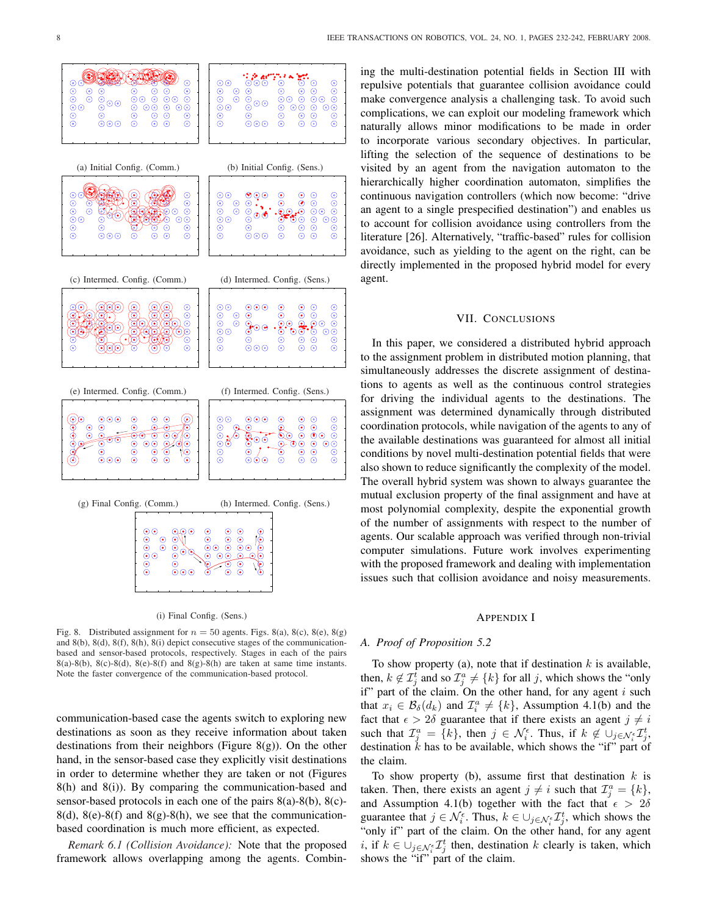(a) Initial Config. (Comm.)

(b) Initial Config. (Sens.)

(c) Intermed. Config. (Comm.)

(d) Intermed. Config. (Sens.)

(e) Intermed. Config. (Comm.)

(f) Intermed. Config. (Sens.)

(g) Final Config. (Comm.)

(h) Intermed. Config. (Sens.)

(i) Final Config. (Sens.)

Fig. 8. Distributed assignment for $n = 50$ agents. Figs. 8(a), 8(c), 8(e), 8(g) and 8(b), 8(d), 8(f), 8(h), 8(i) depict consecutive stages of the communication-based and sensor-based protocols, respectively. Stages in each of the pairs 8(a)-8(b), 8(c)-8(d), 8(e)-8(f) and 8(g)-8(h) are taken at same time instants. Note the faster convergence of the communication-based protocol.

communication-based case the agents switch to exploring new destinations as soon as they receive information about taken destinations from their neighbors (Figure 8(g)). On the other hand, in the sensor-based case they explicitly visit destinations in order to determine whether they are taken or not (Figures 8(h) and 8(i)). By comparing the communication-based and sensor-based protocols in each one of the pairs 8(a)-8(b), 8(c)-8(d), 8(e)-8(f) and 8(g)-8(h), we see that the communication-based coordination is much more efficient, as expected.

*Remark 6.1 (Collision Avoidance):* Note that the proposed framework allows overlapping among the agents. Combining the multi-destination potential fields in Section III with repulsive potentials that guarantee collision avoidance could make convergence analysis a challenging task. To avoid such complications, we can exploit our modeling framework which naturally allows minor modifications to be made in order to incorporate various secondary objectives. In particular, lifting the selection of the sequence of destinations to be visited by an agent from the navigation automaton to the hierarchically higher coordination automaton, simplifies the continuous navigation controllers (which now become: "drive an agent to a single prespecified destination") and enables us to account for collision avoidance using controllers from the literature [26]. Alternatively, "traffic-based" rules for collision avoidance, such as yielding to the agent on the right, can be directly implemented in the proposed hybrid model for every agent.

## VII. Conclusions

In this paper, we considered a distributed hybrid approach to the assignment problem in distributed motion planning, that simultaneously addresses the discrete assignment of destinations to agents as well as the continuous control strategies for driving the individual agents to the destinations. The assignment was determined dynamically through distributed coordination protocols, while navigation of the agents to any of the available destinations was guaranteed for almost all initial conditions by novel multi-destination potential fields that were also shown to reduce significantly the complexity of the model. The overall hybrid system was shown to always guarantee the mutual exclusion property of the final assignment and have at most polynomial complexity, despite the exponential growth of the number of assignments with respect to the number of agents. Our scalable approach was verified through non-trivial computer simulations. Future work involves experimenting with the proposed framework and dealing with implementation issues such that collision avoidance and noisy measurements.

## Appendix I

### A. Proof of Proposition 5.2

To show property (a), note that if destination $k$ is available, then, $k \notin \mathcal{I}_j^t$ and so $\mathcal{I}_j^a \neq \{k\}$ for all $j$, which shows the "only if" part of the claim. On the other hand, for any agent $i$ such that $x_i \in \mathcal{B}_\delta(d_k)$ and $\mathcal{I}_i^a \neq \{k\}$, Assumption 4.1(b) and the fact that $\epsilon > 2\delta$ guarantee that if there exists an agent $j \neq i$ such that $\mathcal{I}_j^a = \{k\}$, then $j \in \mathcal{N}_i^\epsilon$. Thus, if $k \notin \cup_{j \in \mathcal{N}_i^\epsilon} \mathcal{I}_j^t$, destination $k$ has to be available, which shows the "if" part of the claim.

To show property (b), assume first that destination $k$ is taken. Then, there exists an agent $j \neq i$ such that $\mathcal{I}_j^a = \{k\}$, and Assumption 4.1(b) together with the fact that $\epsilon > 2\delta$ guarantee that $j \in \mathcal{N}_i^\epsilon$. Thus, $k \in \cup_{j \in \mathcal{N}_i^\epsilon} \mathcal{I}_j^t$, which shows the "only if" part of the claim. On the other hand, for any agent $i$, if $k \in \cup_{j \in \mathcal{N}_i^\epsilon} \mathcal{I}_j^t$ then, destination $k$ clearly is taken, which shows the "if" part of the claim.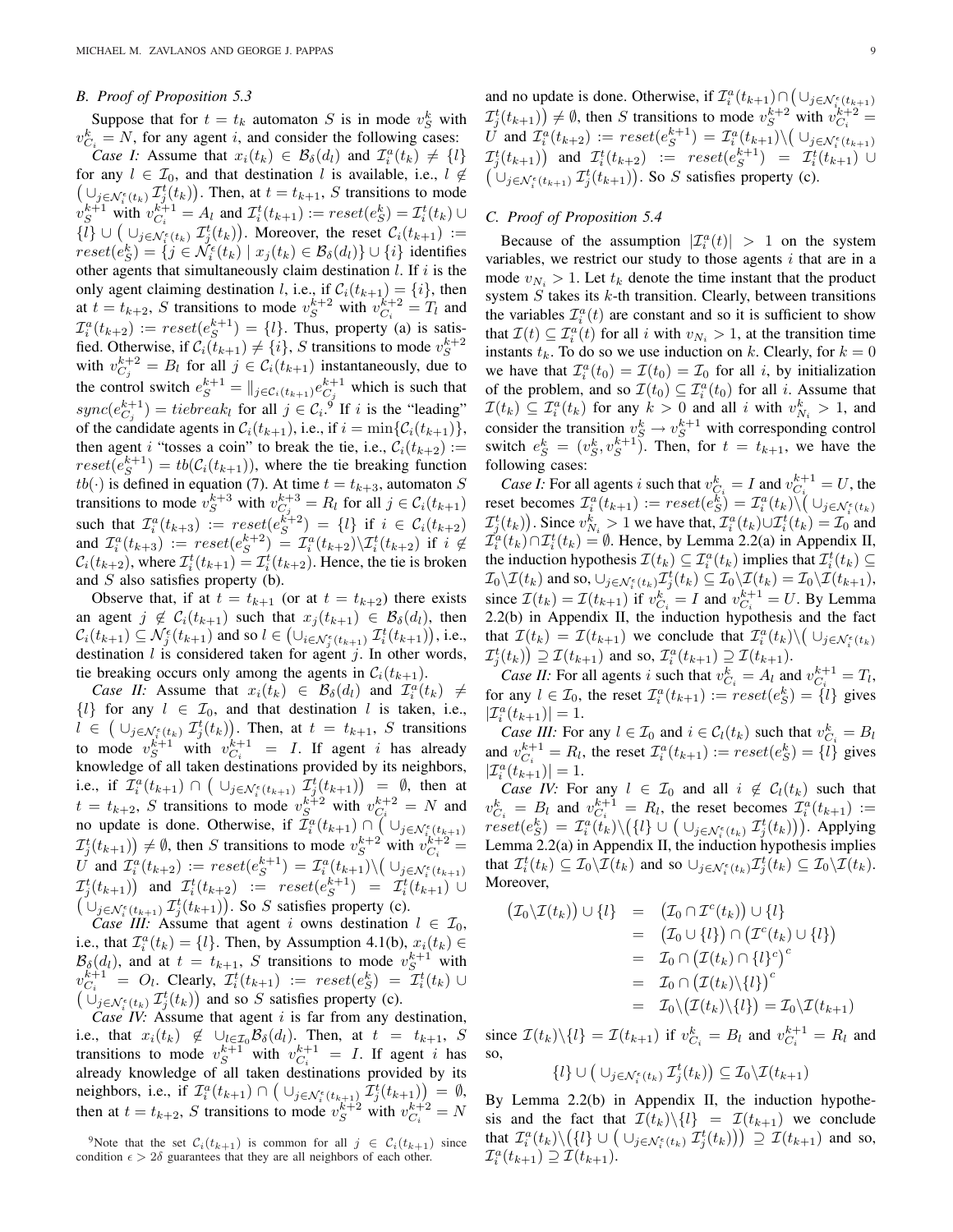### B. Proof of Proposition 5.3

Suppose that for $t = t_k$ automaton $S$ is in mode $v_S^k$ with $v_{C_i}^k = N$, for any agent $i$, and consider the following cases:

*Case I:* Assume that $x_i(t_k) \in \mathcal{B}_\delta(d_l)$ and $\mathcal{I}_i^a(t_k) \neq \{l\}$ for any $l \in \mathcal{I}_0$, and that destination $l$ is available, i.e., $l \notin \big(\cup_{j\in\mathcal{N}_i^\epsilon(t_k)} \mathcal{I}_j^t(t_k)\big)$. Then, at $t = t_{k+1}$, $S$ transitions to mode $v_S^{k+1}$ with $v_{C_i}^{k+1} = A_l$ and $\mathcal{I}_i^t(t_{k+1}) := reset(e_S^k) = \mathcal{I}_i^t(t_k) \cup \{l\} \cup \big(\cup_{j\in\mathcal{N}_i^\epsilon(t_k)} \mathcal{I}_j^t(t_k)\big)$. Moreover, the reset $\mathcal{C}_i(t_{k+1}) := reset(e_S^k) = \{j \in \mathcal{N}_i^\epsilon(t_k) \mid x_j(t_k) \in \mathcal{B}_\delta(d_l)\} \cup \{i\}$ identifies other agents that simultaneously claim destination $l$. If $i$ is the only agent claiming destination $l$, i.e., if $\mathcal{C}_i(t_{k+1}) = \{i\}$, then at $t = t_{k+2}$, $S$ transitions to mode $v_S^{k+2}$ with $v_{C_i}^{k+2} = T_l$ and $\mathcal{I}_i^a(t_{k+2}) := reset(e_S^{k+1}) = \{l\}$. Thus, property (a) is satisfied. Otherwise, if $\mathcal{C}_i(t_{k+1}) \neq \{i\}$, $S$ transitions to mode $v_S^{k+2}$ with $v_{C_j}^{k+2} = B_l$ for all $j \in \mathcal{C}_i(t_{k+1})$ instantaneously, due to the control switch $e_S^{k+1} = \|_{j\in\mathcal{C}_i(t_{k+1})} e_{C_j}^{k+1}$ which is such that $sync(e_{C_j}^{k+1}) = tiebreak_l$ for all $j \in \mathcal{C}_i$.[9] If $i$ is the "leading" of the candidate agents in $\mathcal{C}_i(t_{k+1})$, i.e., if $i = \min\{\mathcal{C}_i(t_{k+1})\}$, then agent $i$ "tosses a coin" to break the tie, i.e., $\mathcal{C}_i(t_{k+2}) := reset(e_S^{k+1}) = tb(\mathcal{C}_i(t_{k+1}))$, where the tie breaking function $tb(\cdot)$ is defined in equation (7). At time $t = t_{k+3}$, automaton $S$ transitions to mode $v_S^{k+3}$ with $v_{C_j}^{k+3} = R_l$ for all $j \in \mathcal{C}_i(t_{k+1})$ such that $\mathcal{I}_i^a(t_{k+3}) := reset(e_S^{k+2}) = \{l\}$ if $i \in \mathcal{C}_i(t_{k+2})$ and $\mathcal{I}_i^a(t_{k+3}) := reset(e_S^{k+2}) = \mathcal{I}_i^a(t_{k+2}) \backslash \mathcal{I}_i^t(t_{k+2})$ if $i \notin \mathcal{C}_i(t_{k+2})$, where $\mathcal{I}_i^t(t_{k+1}) = \mathcal{I}_i^t(t_{k+2})$. Hence, the tie is broken and $S$ also satisfies property (b).

Observe that, if at $t = t_{k+1}$ (or at $t = t_{k+2}$) there exists an agent $j \notin \mathcal{C}_i(t_{k+1})$ such that $x_j(t_{k+1}) \in \mathcal{B}_\delta(d_l)$, then $\mathcal{C}_i(t_{k+1}) \subseteq \mathcal{N}_j^\epsilon(t_{k+1})$ and so $l \in \big(\cup_{i\in\mathcal{N}_j^\epsilon(t_{k+1})} \mathcal{I}_i^t(t_{k+1})\big)$, i.e., destination $l$ is considered taken for agent $j$. In other words, tie breaking occurs only among the agents in $\mathcal{C}_i(t_{k+1})$.

*Case II:* Assume that $x_i(t_k) \in \mathcal{B}_\delta(d_l)$ and $\mathcal{I}_i^a(t_k) \neq \{l\}$ for any $l \in \mathcal{I}_0$, and that destination $l$ is taken, i.e., $l \in \big(\cup_{j\in\mathcal{N}_i^\epsilon(t_k)} \mathcal{I}_j^t(t_k)\big)$. Then, at $t = t_{k+1}$, $S$ transitions to mode $v_S^{k+1}$ with $v_{C_i}^{k+1} = I$. If agent $i$ has already knowledge of all taken destinations provided by its neighbors, i.e., if $\mathcal{I}_i^a(t_{k+1}) \cap \big(\cup_{j\in\mathcal{N}_i^\epsilon(t_{k+1})} \mathcal{I}_j^t(t_{k+1})\big) = \emptyset$, then at $t = t_{k+2}$, $S$ transitions to mode $v_S^{k+2}$ with $v_{C_i}^{k+2} = N$ and no update is done. Otherwise, if $\mathcal{I}_i^a(t_{k+1}) \cap \big(\cup_{j\in\mathcal{N}_i^\epsilon(t_{k+1})} \mathcal{I}_j^t(t_{k+1})\big) \neq \emptyset$, then $S$ transitions to mode $v_S^{k+2}$ with $v_{C_i}^{k+2} = U$ and $\mathcal{I}_i^a(t_{k+2}) := reset(e_S^{k+1}) = \mathcal{I}_i^a(t_{k+1}) \backslash \big(\cup_{j\in\mathcal{N}_i^\epsilon(t_{k+1})} \mathcal{I}_j^t(t_{k+1})\big)$ and $\mathcal{I}_i^t(t_{k+2}) := reset(e_S^{k+1}) = \mathcal{I}_i^t(t_{k+1}) \cup \big(\cup_{j\in\mathcal{N}_i^\epsilon(t_{k+1})} \mathcal{I}_j^t(t_{k+1})\big)$. So $S$ satisfies property (c).

*Case III:* Assume that agent $i$ owns destination $l \in \mathcal{I}_0$, i.e., that $\mathcal{I}_i^a(t_k) = \{l\}$. Then, by Assumption 4.1(b), $x_i(t_k) \in \mathcal{B}_\delta(d_l)$, and at $t = t_{k+1}$, $S$ transitions to mode $v_S^{k+1}$ with $v_{C_i}^{k+1} = O_l$. Clearly, $\mathcal{I}_i^t(t_{k+1}) := reset(e_S^k) = \mathcal{I}_i^t(t_k) \cup \big(\cup_{j\in\mathcal{N}_i^\epsilon(t_k)} \mathcal{I}_j^t(t_k)\big)$ and so $S$ satisfies property (c).

*Case IV:* Assume that agent $i$ is far from any destination, i.e., that $x_i(t_k) \notin \cup_{l\in\mathcal{I}_0}\mathcal{B}_\delta(d_l)$. Then, at $t = t_{k+1}$, $S$ transitions to mode $v_S^{k+1}$ with $v_{C_i}^{k+1} = I$. If agent $i$ has already knowledge of all taken destinations provided by its neighbors, i.e., if $\mathcal{I}_i^a(t_{k+1}) \cap \big(\cup_{j\in\mathcal{N}_i^\epsilon(t_{k+1})} \mathcal{I}_j^t(t_{k+1})\big) = \emptyset$, then at $t = t_{k+2}$, $S$ transitions to mode $v_S^{k+2}$ with $v_{C_i}^{k+2} = N$ and no update is done. Otherwise, if $\mathcal{I}_i^a(t_{k+1}) \cap \big(\cup_{j\in\mathcal{N}_i^\epsilon(t_{k+1})} \mathcal{I}_j^t(t_{k+1})\big) \neq \emptyset$, then $S$ transitions to mode $v_S^{k+2}$ with $v_{C_i}^{k+2} = U$ and $\mathcal{I}_i^a(t_{k+2}) := reset(e_S^{k+1}) = \mathcal{I}_i^a(t_{k+1}) \backslash \big(\cup_{j\in\mathcal{N}_i^\epsilon(t_{k+1})} \mathcal{I}_j^t(t_{k+1})\big)$ and $\mathcal{I}_i^t(t_{k+2}) := reset(e_S^{k+1}) = \mathcal{I}_i^t(t_{k+1}) \cup \big(\cup_{j\in\mathcal{N}_i^\epsilon(t_{k+1})} \mathcal{I}_j^t(t_{k+1})\big)$. So $S$ satisfies property (c).

[9]Note that the set $\mathcal{C}_i(t_{k+1})$ is common for all $j \in \mathcal{C}_i(t_{k+1})$ since condition $\epsilon > 2\delta$ guarantees that they are all neighbors of each other.

### C. Proof of Proposition 5.4

Because of the assumption $|\mathcal{I}_i^a(t)| > 1$ on the system variables, we restrict our study to those agents $i$ that are in a mode $v_{N_i} > 1$. Let $t_k$ denote the time instant that the product system $S$ takes its $k$-th transition. Clearly, between transitions the variables $\mathcal{I}_i^a(t)$ are constant and so it is sufficient to show that $\mathcal{I}(t) \subseteq \mathcal{I}_i^a(t)$ for all $i$ with $v_{N_i} > 1$, at the transition time instants $t_k$. To do so we use induction on $k$. Clearly, for $k = 0$ we have that $\mathcal{I}_i^a(t_0) = \mathcal{I}(t_0) = \mathcal{I}_0$ for all $i$, by initialization of the problem, and so $\mathcal{I}(t_0) \subseteq \mathcal{I}_i^a(t_0)$ for all $i$. Assume that $\mathcal{I}(t_k) \subseteq \mathcal{I}_i^a(t_k)$ for any $k > 0$ and all $i$ with $v_{N_i}^k > 1$, and consider the transition $v_S^k \to v_S^{k+1}$ with corresponding control switch $e_S^k = (v_S^k, v_S^{k+1})$. Then, for $t = t_{k+1}$, we have the following cases:

*Case I:* For all agents $i$ such that $v_{C_i}^k = I$ and $v_{C_i}^{k+1} = U$, the reset becomes $\mathcal{I}_i^a(t_{k+1}) := reset(e_S^k) = \mathcal{I}_i^a(t_k) \backslash \big(\cup_{j\in\mathcal{N}_i^\epsilon(t_k)} \mathcal{I}_j^t(t_k)\big)$. Since $v_{N_i}^k > 1$ we have that, $\mathcal{I}_i^a(t_k) \cup \mathcal{I}_i^t(t_k) = \mathcal{I}_0$ and $\mathcal{I}_i^a(t_k) \cap \mathcal{I}_i^t(t_k) = \emptyset$. Hence, by Lemma 2.2(a) in Appendix II, the induction hypothesis $\mathcal{I}(t_k) \subseteq \mathcal{I}_i^a(t_k)$ implies that $\mathcal{I}_i^t(t_k) \subseteq \mathcal{I}_0 \backslash \mathcal{I}(t_k)$ and so, $\cup_{j\in\mathcal{N}_i^\epsilon(t_k)} \mathcal{I}_j^t(t_k) \subseteq \mathcal{I}_0 \backslash \mathcal{I}(t_k) = \mathcal{I}_0 \backslash \mathcal{I}(t_{k+1})$, since $\mathcal{I}(t_k) = \mathcal{I}(t_{k+1})$ if $v_{C_i}^k = I$ and $v_{C_i}^{k+1} = U$. By Lemma 2.2(b) in Appendix II, the induction hypothesis and the fact that $\mathcal{I}(t_k) = \mathcal{I}(t_{k+1})$ we conclude that $\mathcal{I}_i^a(t_k) \backslash \big(\cup_{j\in\mathcal{N}_i^\epsilon(t_k)} \mathcal{I}_j^t(t_k)\big) \supseteq \mathcal{I}(t_{k+1})$ and so, $\mathcal{I}_i^a(t_{k+1}) \supseteq \mathcal{I}(t_{k+1})$.

*Case II:* For all agents $i$ such that $v_{C_i}^k = A_l$ and $v_{C_i}^{k+1} = T_l$, for any $l \in \mathcal{I}_0$, the reset $\mathcal{I}_i^a(t_{k+1}) := reset(e_S^k) = \{l\}$ gives $|\mathcal{I}_i^a(t_{k+1})| = 1$.

*Case III:* For any $l \in \mathcal{I}_0$ and $i \in \mathcal{C}_l(t_k)$ such that $v_{C_i}^k = B_l$ and $v_{C_i}^{k+1} = R_l$, the reset $\mathcal{I}_i^a(t_{k+1}) := reset(e_S^k) = \{l\}$ gives $|\mathcal{I}_i^a(t_{k+1})| = 1$.

*Case IV:* For any $l \in \mathcal{I}_0$ and all $i \notin \mathcal{C}_l(t_k)$ such that $v_{C_i}^k = B_l$ and $v_{C_i}^{k+1} = R_l$, the reset becomes $\mathcal{I}_i^a(t_{k+1}) := reset(e_S^k) = \mathcal{I}_i^a(t_k) \backslash \big(\{l\} \cup \big(\cup_{j\in\mathcal{N}_i^\epsilon(t_k)} \mathcal{I}_j^t(t_k)\big)\big)$. Applying Lemma 2.2(a) in Appendix II, the induction hypothesis implies that $\mathcal{I}_i^t(t_k) \subseteq \mathcal{I}_0 \backslash \mathcal{I}(t_k)$ and so $\cup_{j\in\mathcal{N}_i^\epsilon(t_k)} \mathcal{I}_j^t(t_k) \subseteq \mathcal{I}_0 \backslash \mathcal{I}(t_k)$. Moreover,

$$
\begin{aligned}
\big(\mathcal{I}_0 \backslash \mathcal{I}(t_k)\big) \cup \{l\} &= \big(\mathcal{I}_0 \cap \mathcal{I}^c(t_k)\big) \cup \{l\} \\
&= \big(\mathcal{I}_0 \cup \{l\}\big) \cap \big(\mathcal{I}^c(t_k) \cup \{l\}\big) \\
&= \mathcal{I}_0 \cap \big(\mathcal{I}(t_k) \cap \{l\}^c\big)^c \\
&= \mathcal{I}_0 \cap \big(\mathcal{I}(t_k) \backslash \{l\}\big)^c \\
&= \mathcal{I}_0 \backslash \big(\mathcal{I}(t_k) \backslash \{l\}\big) = \mathcal{I}_0 \backslash \mathcal{I}(t_{k+1})
\end{aligned}
$$

since $\mathcal{I}(t_k) \backslash \{l\} = \mathcal{I}(t_{k+1})$ if $v_{C_i}^k = B_l$ and $v_{C_i}^{k+1} = R_l$ and so,

$$
\{l\} \cup \big(\cup_{j\in\mathcal{N}_i^\epsilon(t_k)} \mathcal{I}_j^t(t_k)\big) \subseteq \mathcal{I}_0 \backslash \mathcal{I}(t_{k+1})
$$

By Lemma 2.2(b) in Appendix II, the induction hypothesis and the fact that $\mathcal{I}(t_k) \backslash \{l\} = \mathcal{I}(t_{k+1})$ we conclude that $\mathcal{I}_i^a(t_k) \backslash \big(\{l\} \cup \big(\cup_{j\in\mathcal{N}_i^\epsilon(t_k)} \mathcal{I}_j^t(t_k)\big)\big) \supseteq \mathcal{I}(t_{k+1})$ and so, $\mathcal{I}_i^a(t_{k+1}) \supseteq \mathcal{I}(t_{k+1})$.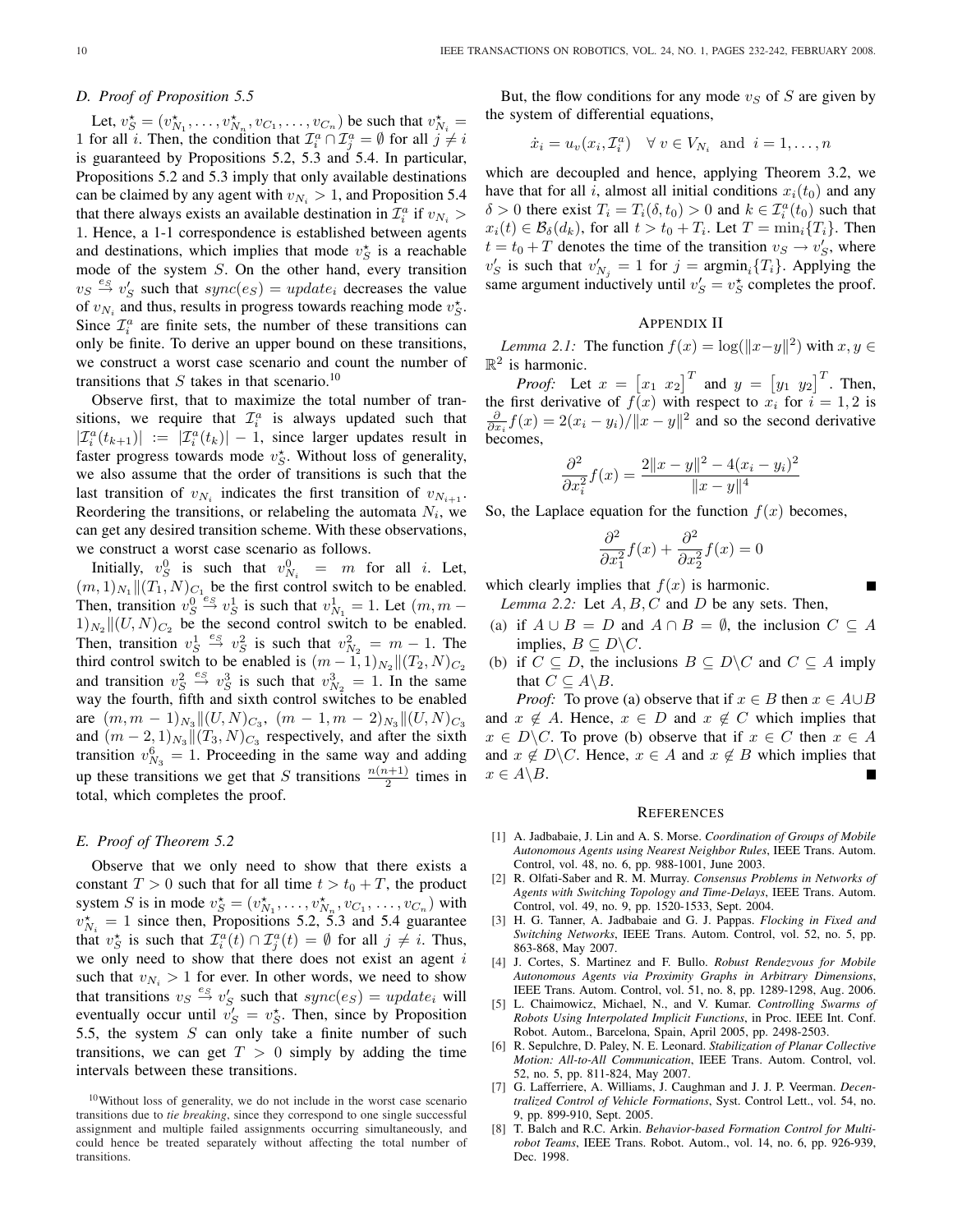### D. Proof of Proposition 5.5

Let, $v_S^\star = (v_{N_1}^\star, \ldots, v_{N_n}^\star, v_{C_1}, \ldots, v_{C_n})$ be such that $v_{N_i}^\star = 1$ for all $i$. Then, the condition that $\mathcal{I}_i^a \cap \mathcal{I}_j^a = \emptyset$ for all $j \neq i$ is guaranteed by Propositions 5.2, 5.3 and 5.4. In particular, Propositions 5.2 and 5.3 imply that only available destinations can be claimed by any agent with $v_{N_i} > 1$, and Proposition 5.4 that there always exists an available destination in $\mathcal{I}_i^a$ if $v_{N_i} > 1$. Hence, a 1-1 correspondence is established between agents and destinations, which implies that mode $v_S^\star$ is a reachable mode of the system $S$. On the other hand, every transition $v_S \xrightarrow{e_S} v_S'$ such that $sync(e_S) = update_i$ decreases the value of $v_{N_i}$ and thus, results in progress towards reaching mode $v_S^\star$. Since $\mathcal{I}_i^a$ are finite sets, the number of these transitions can only be finite. To derive an upper bound on these transitions, we construct a worst case scenario and count the number of transitions that $S$ takes in that scenario.[10]

Observe first, that to maximize the total number of transitions, we require that $\mathcal{I}_i^a$ is always updated such that $|\mathcal{I}_i^a(t_{k+1})| := |\mathcal{I}_i^a(t_k)| - 1$, since larger updates result in faster progress towards mode $v_S^\star$. Without loss of generality, we also assume that the order of transitions is such that the last transition of $v_{N_i}$ indicates the first transition of $v_{N_{i+1}}$. Reordering the transitions, or relabeling the automata $N_i$, we can get any desired transition scheme. With these observations, we construct a worst case scenario as follows.

Initially, $v_S^0$ is such that $v_{N_i}^0 = m$ for all $i$. Let, $(m,1)_{N_1} \| (T_1, N)_{C_1}$ be the first control switch to be enabled. Then, transition $v_S^0 \xrightarrow{e_S} v_S^1$ is such that $v_{N_1}^1 = 1$. Let $(m, m-1)_{N_2} \| (U, N)_{C_2}$ be the second control switch to be enabled. Then, transition $v_S^1 \xrightarrow{e_S} v_S^2$ is such that $v_{N_2}^2 = m-1$. The third control switch to be enabled is $(m-1,1)_{N_2} \| (T_2, N)_{C_2}$ and transition $v_S^2 \xrightarrow{e_S} v_S^3$ is such that $v_{N_2}^3 = 1$. In the same way the fourth, fifth and sixth control switches to be enabled are $(m, m-1)_{N_3} \| (U, N)_{C_3}$, $(m-1, m-2)_{N_3} \| (U, N)_{C_3}$ and $(m-2, 1)_{N_3} \| (T_3, N)_{C_3}$ respectively, and after the sixth transition $v_{N_3}^6 = 1$. Proceeding in the same way and adding up these transitions we get that $S$ transitions $\frac{n(n+1)}{2}$ times in total, which completes the proof.

### E. Proof of Theorem 5.2

Observe that we only need to show that there exists a constant $T > 0$ such that for all time $t > t_0 + T$, the product system $S$ is in mode $v_S^\star = (v_{N_1}^\star, \ldots, v_{N_n}^\star, v_{C_1}, \ldots, v_{C_n})$ with $v_{N_i}^\star = 1$ since then, Propositions 5.2, 5.3 and 5.4 guarantee that $v_S^\star$ is such that $\mathcal{I}_i^a(t) \cap \mathcal{I}_j^a(t) = \emptyset$ for all $j \neq i$. Thus, we only need to show that there does not exist an agent $i$ such that $v_{N_i} > 1$ for ever. In other words, we need to show that transitions $v_S \xrightarrow{e_S} v_S'$ such that $sync(e_S) = update_i$ will eventually occur until $v_S' = v_S^\star$. Then, since by Proposition 5.5, the system $S$ can only take a finite number of such transitions, we can get $T > 0$ simply by adding the time intervals between these transitions.

[10] Without loss of generality, we do not include in the worst case scenario transitions due to *tie breaking*, since they correspond to one single successful assignment and multiple failed assignments occurring simultaneously, and could hence be treated separately without affecting the total number of transitions.

But, the flow conditions for any mode $v_S$ of $S$ are given by the system of differential equations,

$$\dot{x}_i = u_v(x_i, \mathcal{I}_i^a) \quad \forall\, v \in V_{N_i} \text{ and } i = 1, \ldots, n$$

which are decoupled and hence, applying Theorem 3.2, we have that for all $i$, almost all initial conditions $x_i(t_0)$ and any $\delta > 0$ there exist $T_i = T_i(\delta, t_0) > 0$ and $k \in \mathcal{I}_i^a(t_0)$ such that $x_i(t) \in \mathcal{B}_\delta(d_k)$, for all $t > t_0 + T_i$. Let $T = \min_i\{T_i\}$. Then $t = t_0 + T$ denotes the time of the transition $v_S \to v_S'$, where $v_S'$ is such that $v'_{N_j} = 1$ for $j = \text{argmin}_i\{T_i\}$. Applying the same argument inductively until $v_S' = v_S^\star$ completes the proof.

## APPENDIX II

*Lemma 2.1:* The function $f(x) = \log(\|x - y\|^2)$ with $x, y \in \mathbb{R}^2$ is harmonic.

*Proof:* Let $x = \begin{bmatrix} x_1 & x_2 \end{bmatrix}^T$ and $y = \begin{bmatrix} y_1 & y_2 \end{bmatrix}^T$. Then, the first derivative of $f(x)$ with respect to $x_i$ for $i = 1, 2$ is $\frac{\partial}{\partial x_i} f(x) = 2(x_i - y_i)/\|x - y\|^2$ and so the second derivative becomes,

$$\frac{\partial^2}{\partial x_i^2} f(x) = \frac{2\|x - y\|^2 - 4(x_i - y_i)^2}{\|x - y\|^4}$$

So, the Laplace equation for the function $f(x)$ becomes,

$$\frac{\partial^2}{\partial x_1^2} f(x) + \frac{\partial^2}{\partial x_2^2} f(x) = 0$$

which clearly implies that $f(x)$ is harmonic. ■

*Lemma 2.2:* Let $A, B, C$ and $D$ be any sets. Then,

(a) if $A \cup B = D$ and $A \cap B = \emptyset$, the inclusion $C \subseteq A$ implies, $B \subseteq D \backslash C$.

(b) if $C \subseteq D$, the inclusions $B \subseteq D \backslash C$ and $C \subseteq A$ imply that $C \subseteq A \backslash B$.

*Proof:* To prove (a) observe that if $x \in B$ then $x \in A \cup B$ and $x \notin A$. Hence, $x \in D$ and $x \notin C$ which implies that $x \in D \backslash C$. To prove (b) observe that if $x \in C$ then $x \in A$ and $x \notin D \backslash C$. Hence, $x \in A$ and $x \notin B$ which implies that $x \in A \backslash B$. ■

## REFERENCES

[1] A. Jadbabaie, J. Lin and A. S. Morse. *Coordination of Groups of Mobile Autonomous Agents using Nearest Neighbor Rules*, IEEE Trans. Autom. Control, vol. 48, no. 6, pp. 988-1001, June 2003.

[2] R. Olfati-Saber and R. M. Murray. *Consensus Problems in Networks of Agents with Switching Topology and Time-Delays*, IEEE Trans. Autom. Control, vol. 49, no. 9, pp. 1520-1533, Sept. 2004.

[3] H. G. Tanner, A. Jadbabaie and G. J. Pappas. *Flocking in Fixed and Switching Networks*, IEEE Trans. Autom. Control, vol. 52, no. 5, pp. 863-868, May 2007.

[4] J. Cortes, S. Martinez and F. Bullo. *Robust Rendezvous for Mobile Autonomous Agents via Proximity Graphs in Arbitrary Dimensions*, IEEE Trans. Autom. Control, vol. 51, no. 8, pp. 1289-1298, Aug. 2006.

[5] L. Chaimowicz, Michael, N., and V. Kumar. *Controlling Swarms of Robots Using Interpolated Implicit Functions*, in Proc. IEEE Int. Conf. Robot. Autom., Barcelona, Spain, April 2005, pp. 2498-2503.

[6] R. Sepulchre, D. Paley, N. E. Leonard. *Stabilization of Planar Collective Motion: All-to-All Communication*, IEEE Trans. Autom. Control, vol. 52, no. 5, pp. 811-824, May 2007.

[7] G. Lafferriere, A. Williams, J. Caughman and J. J. P. Veerman. *Decentralized Control of Vehicle Formations*, Syst. Control Lett., vol. 54, no. 9, pp. 899-910, Sept. 2005.

[8] T. Balch and R.C. Arkin. *Behavior-based Formation Control for Multi-robot Teams*, IEEE Trans. Robot. Autom., vol. 14, no. 6, pp. 926-939, Dec. 1998.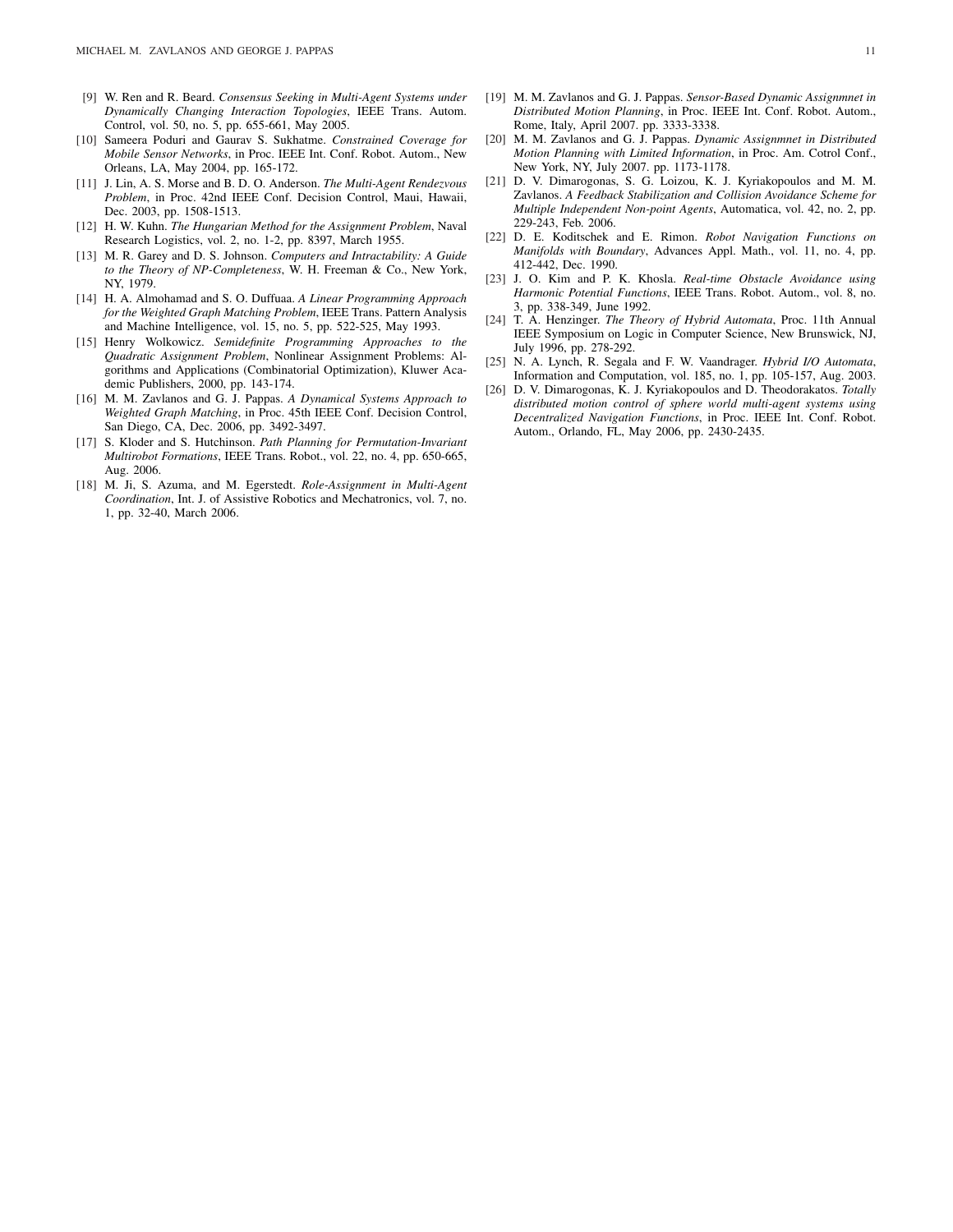[9] W. Ren and R. Beard. *Consensus Seeking in Multi-Agent Systems under Dynamically Changing Interaction Topologies*, IEEE Trans. Autom. Control, vol. 50, no. 5, pp. 655-661, May 2005.

[10] Sameera Poduri and Gaurav S. Sukhatme. *Constrained Coverage for Mobile Sensor Networks*, in Proc. IEEE Int. Conf. Robot. Autom., New Orleans, LA, May 2004, pp. 165-172.

[11] J. Lin, A. S. Morse and B. D. O. Anderson. *The Multi-Agent Rendezvous Problem*, in Proc. 42nd IEEE Conf. Decision Control, Maui, Hawaii, Dec. 2003, pp. 1508-1513.

[12] H. W. Kuhn. *The Hungarian Method for the Assignment Problem*, Naval Research Logistics, vol. 2, no. 1-2, pp. 8397, March 1955.

[13] M. R. Garey and D. S. Johnson. *Computers and Intractability: A Guide to the Theory of NP-Completeness*, W. H. Freeman & Co., New York, NY, 1979.

[14] H. A. Almohamad and S. O. Duffuaa. *A Linear Programming Approach for the Weighted Graph Matching Problem*, IEEE Trans. Pattern Analysis and Machine Intelligence, vol. 15, no. 5, pp. 522-525, May 1993.

[15] Henry Wolkowicz. *Semidefinite Programming Approaches to the Quadratic Assignment Problem*, Nonlinear Assignment Problems: Algorithms and Applications (Combinatorial Optimization), Kluwer Academic Publishers, 2000, pp. 143-174.

[16] M. M. Zavlanos and G. J. Pappas. *A Dynamical Systems Approach to Weighted Graph Matching*, in Proc. 45th IEEE Conf. Decision Control, San Diego, CA, Dec. 2006, pp. 3492-3497.

[17] S. Kloder and S. Hutchinson. *Path Planning for Permutation-Invariant Multirobot Formations*, IEEE Trans. Robot., vol. 22, no. 4, pp. 650-665, Aug. 2006.

[18] M. Ji, S. Azuma, and M. Egerstedt. *Role-Assignment in Multi-Agent Coordination*, Int. J. of Assistive Robotics and Mechatronics, vol. 7, no. 1, pp. 32-40, March 2006.

[19] M. M. Zavlanos and G. J. Pappas. *Sensor-Based Dynamic Assignmnet in Distributed Motion Planning*, in Proc. IEEE Int. Conf. Robot. Autom., Rome, Italy, April 2007. pp. 3333-3338.

[20] M. M. Zavlanos and G. J. Pappas. *Dynamic Assignmnet in Distributed Motion Planning with Limited Information*, in Proc. Am. Cotrol Conf., New York, NY, July 2007. pp. 1173-1178.

[21] D. V. Dimarogonas, S. G. Loizou, K. J. Kyriakopoulos and M. M. Zavlanos. *A Feedback Stabilization and Collision Avoidance Scheme for Multiple Independent Non-point Agents*, Automatica, vol. 42, no. 2, pp. 229-243, Feb. 2006.

[22] D. E. Koditschek and E. Rimon. *Robot Navigation Functions on Manifolds with Boundary*, Advances Appl. Math., vol. 11, no. 4, pp. 412-442, Dec. 1990.

[23] J. O. Kim and P. K. Khosla. *Real-time Obstacle Avoidance using Harmonic Potential Functions*, IEEE Trans. Robot. Autom., vol. 8, no. 3, pp. 338-349, June 1992.

[24] T. A. Henzinger. *The Theory of Hybrid Automata*, Proc. 11th Annual IEEE Symposium on Logic in Computer Science, New Brunswick, NJ, July 1996, pp. 278-292.

[25] N. A. Lynch, R. Segala and F. W. Vaandrager. *Hybrid I/O Automata*, Information and Computation, vol. 185, no. 1, pp. 105-157, Aug. 2003.

[26] D. V. Dimarogonas, K. J. Kyriakopoulos and D. Theodorakatos. *Totally distributed motion control of sphere world multi-agent systems using Decentralized Navigation Functions*, in Proc. IEEE Int. Conf. Robot. Autom., Orlando, FL, May 2006, pp. 2430-2435.